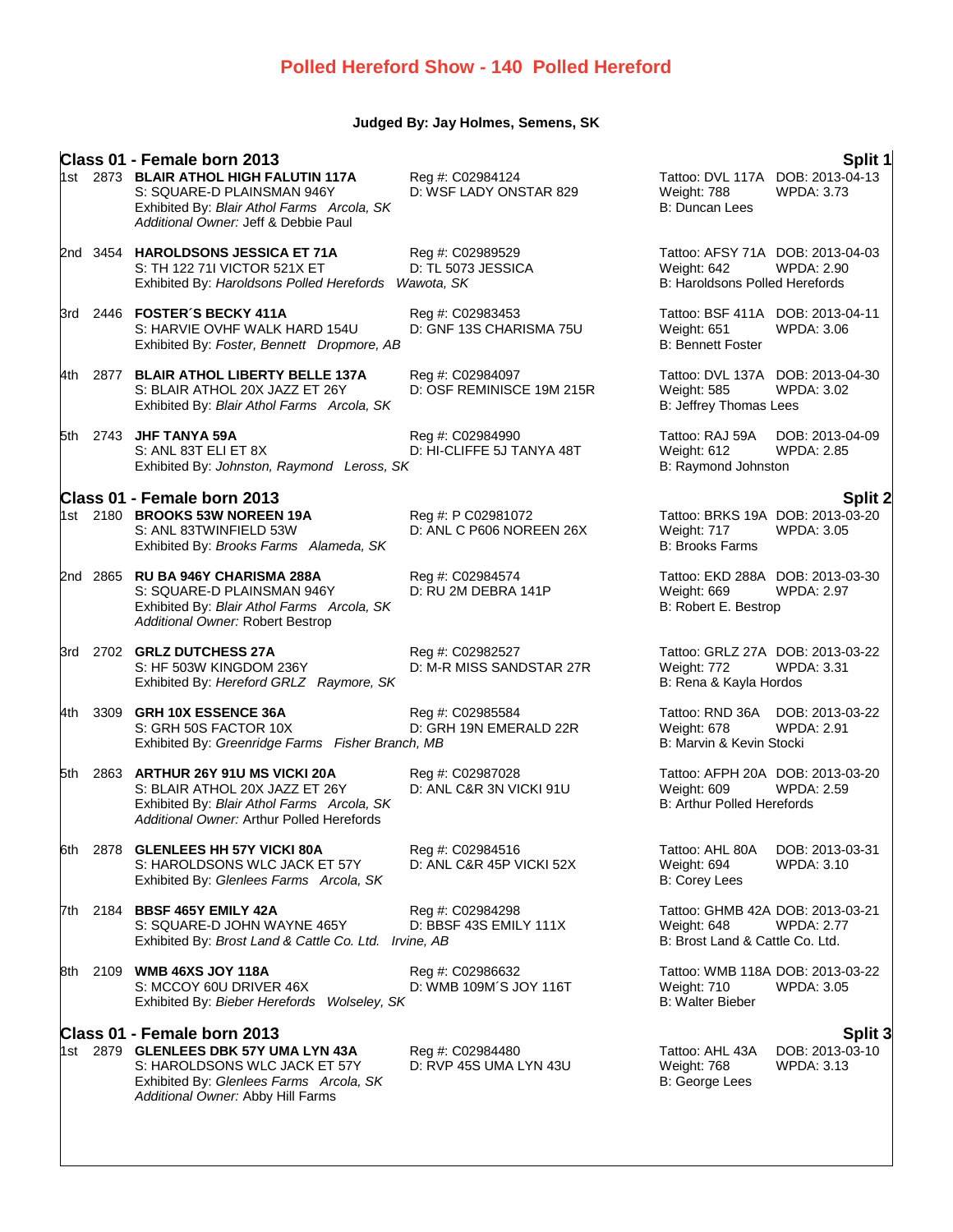# Polled Hereford Show - 140 Polled Hereford

**Judged By: Jay Holmes, Semens, SK**

## Class 01 - Female born 2013 — Split 1

1st 2873 **BLAIR ATHOL HIGH FALUTIN 117A** Reg #: C02984124 Tattoo: DVL 117A DOB: 2013-04-13
S: SQUARE-D PLAINSMAN 946Y D: WSF LADY ONSTAR 829 Weight: 788 WPDA: 3.73
Exhibited By: *Blair Athol Farms Arcola, SK* B: Duncan Lees
*Additional Owner:* Jeff & Debbie Paul

2nd 3454 **HAROLDSONS JESSICA ET 71A** Reg #: C02989529 Tattoo: AFSY 71A DOB: 2013-04-03
S: TH 122 71I VICTOR 521X ET D: TL 5073 JESSICA Weight: 642 WPDA: 2.90
Exhibited By: *Haroldsons Polled Herefords Wawota, SK* B: Haroldsons Polled Herefords

3rd 2446 **FOSTER´S BECKY 411A** Reg #: C02983453 Tattoo: BSF 411A DOB: 2013-04-11
S: HARVIE OVHF WALK HARD 154U D: GNF 13S CHARISMA 75U Weight: 651 WPDA: 3.06
Exhibited By: *Foster, Bennett Dropmore, AB* B: Bennett Foster

4th 2877 **BLAIR ATHOL LIBERTY BELLE 137A** Reg #: C02984097 Tattoo: DVL 137A DOB: 2013-04-30
S: BLAIR ATHOL 20X JAZZ ET 26Y D: OSF REMINISCE 19M 215R Weight: 585 WPDA: 3.02
Exhibited By: *Blair Athol Farms Arcola, SK* B: Jeffrey Thomas Lees

5th 2743 **JHF TANYA 59A** Reg #: C02984990 Tattoo: RAJ 59A DOB: 2013-04-09
S: ANL 83T ELI ET 8X D: HI-CLIFFE 5J TANYA 48T Weight: 612 WPDA: 2.85
Exhibited By: *Johnston, Raymond Leross, SK* B: Raymond Johnston

## Class 01 - Female born 2013 — Split 2

1st 2180 **BROOKS 53W NOREEN 19A** Reg #: P C02981072 Tattoo: BRKS 19A DOB: 2013-03-20
S: ANL 83TWINFIELD 53W D: ANL C P606 NOREEN 26X Weight: 717 WPDA: 3.05
Exhibited By: *Brooks Farms Alameda, SK* B: Brooks Farms

2nd 2865 **RU BA 946Y CHARISMA 288A** Reg #: C02984574 Tattoo: EKD 288A DOB: 2013-03-30
S: SQUARE-D PLAINSMAN 946Y D: RU 2M DEBRA 141P Weight: 669 WPDA: 2.97
Exhibited By: *Blair Athol Farms Arcola, SK* B: Robert E. Bestrop
*Additional Owner:* Robert Bestrop

3rd 2702 **GRLZ DUTCHESS 27A** Reg #: C02982527 Tattoo: GRLZ 27A DOB: 2013-03-22
S: HF 503W KINGDOM 236Y D: M-R MISS SANDSTAR 27R Weight: 772 WPDA: 3.31
Exhibited By: *Hereford GRLZ Raymore, SK* B: Rena & Kayla Hordos

4th 3309 **GRH 10X ESSENCE 36A** Reg #: C02985584 Tattoo: RND 36A DOB: 2013-03-22
S: GRH 50S FACTOR 10X D: GRH 19N EMERALD 22R Weight: 678 WPDA: 2.91
Exhibited By: *Greenridge Farms Fisher Branch, MB* B: Marvin & Kevin Stocki

5th 2863 **ARTHUR 26Y 91U MS VICKI 20A** Reg #: C02987028 Tattoo: AFPH 20A DOB: 2013-03-20
S: BLAIR ATHOL 20X JAZZ ET 26Y D: ANL C&R 3N VICKI 91U Weight: 609 WPDA: 2.59
Exhibited By: *Blair Athol Farms Arcola, SK* B: Arthur Polled Herefords
*Additional Owner:* Arthur Polled Herefords

6th 2878 **GLENLEES HH 57Y VICKI 80A** Reg #: C02984516 Tattoo: AHL 80A DOB: 2013-03-31
S: HAROLDSONS WLC JACK ET 57Y D: ANL C&R 45P VICKI 52X Weight: 694 WPDA: 3.10
Exhibited By: *Glenlees Farms Arcola, SK* B: Corey Lees

7th 2184 **BBSF 465Y EMILY 42A** Reg #: C02984298 Tattoo: GHMB 42A DOB: 2013-03-21
S: SQUARE-D JOHN WAYNE 465Y D: BBSF 43S EMILY 111X Weight: 648 WPDA: 2.77
Exhibited By: *Brost Land & Cattle Co. Ltd. Irvine, AB* B: Brost Land & Cattle Co. Ltd.

8th 2109 **WMB 46XS JOY 118A** Reg #: C02986632 Tattoo: WMB 118A DOB: 2013-03-22
S: MCCOY 60U DRIVER 46X D: WMB 109M´S JOY 116T Weight: 710 WPDA: 3.05
Exhibited By: *Bieber Herefords Wolseley, SK* B: Walter Bieber

## Class 01 - Female born 2013 — Split 3

1st 2879 **GLENLEES DBK 57Y UMA LYN 43A** Reg #: C02984480 Tattoo: AHL 43A DOB: 2013-03-10
S: HAROLDSONS WLC JACK ET 57Y D: RVP 45S UMA LYN 43U Weight: 768 WPDA: 3.13
Exhibited By: *Glenlees Farms Arcola, SK* B: George Lees
*Additional Owner:* Abby Hill Farms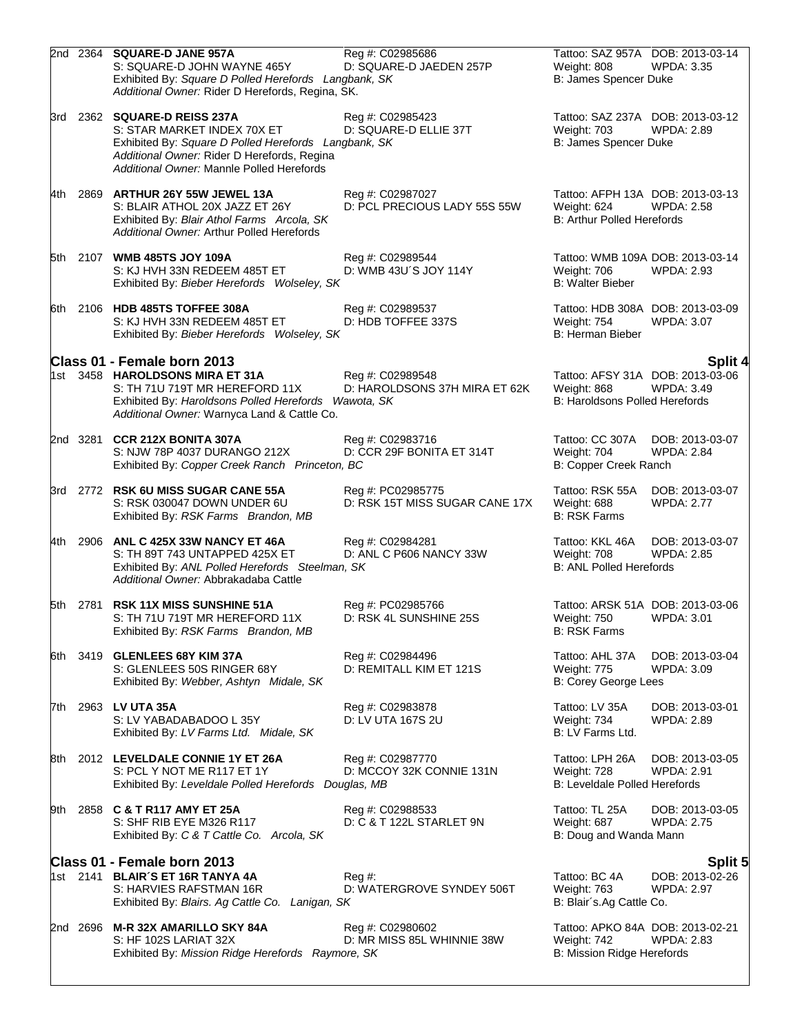2nd 2364 **SQUARE-D JANE 957A** Reg #: C02985686 Tattoo: SAZ 957A DOB: 2013-03-14
S: SQUARE-D JOHN WAYNE 465Y D: SQUARE-D JAEDEN 257P Weight: 808 WPDA: 3.35
Exhibited By: *Square D Polled Herefords Langbank, SK* B: James Spencer Duke
*Additional Owner:* Rider D Herefords, Regina, SK.

3rd 2362 **SQUARE-D REISS 237A** Reg #: C02985423 Tattoo: SAZ 237A DOB: 2013-03-12
S: STAR MARKET INDEX 70X ET D: SQUARE-D ELLIE 37T Weight: 703 WPDA: 2.89
Exhibited By: *Square D Polled Herefords Langbank, SK* B: James Spencer Duke
*Additional Owner:* Rider D Herefords, Regina
*Additional Owner:* Mannle Polled Herefords

4th 2869 **ARTHUR 26Y 55W JEWEL 13A** Reg #: C02987027 Tattoo: AFPH 13A DOB: 2013-03-13
S: BLAIR ATHOL 20X JAZZ ET 26Y D: PCL PRECIOUS LADY 55S 55W Weight: 624 WPDA: 2.58
Exhibited By: *Blair Athol Farms Arcola, SK* B: Arthur Polled Herefords
*Additional Owner:* Arthur Polled Herefords

5th 2107 **WMB 485TS JOY 109A** Reg #: C02989544 Tattoo: WMB 109A DOB: 2013-03-14
S: KJ HVH 33N REDEEM 485T ET D: WMB 43U´S JOY 114Y Weight: 706 WPDA: 2.93
Exhibited By: *Bieber Herefords Wolseley, SK* B: Walter Bieber

6th 2106 **HDB 485TS TOFFEE 308A** Reg #: C02989537 Tattoo: HDB 308A DOB: 2013-03-09
S: KJ HVH 33N REDEEM 485T ET D: HDB TOFFEE 337S Weight: 754 WPDA: 3.07
Exhibited By: *Bieber Herefords Wolseley, SK* B: Herman Bieber

## Class 01 - Female born 2013 — Split 4

1st 3458 **HAROLDSONS MIRA ET 31A** Reg #: C02989548 Tattoo: AFSY 31A DOB: 2013-03-06
S: TH 71U 719T MR HEREFORD 11X D: HAROLDSONS 37H MIRA ET 62K Weight: 868 WPDA: 3.49
Exhibited By: *Haroldsons Polled Herefords Wawota, SK* B: Haroldsons Polled Herefords
*Additional Owner:* Warnyca Land & Cattle Co.

2nd 3281 **CCR 212X BONITA 307A** Reg #: C02983716 Tattoo: CC 307A DOB: 2013-03-07
S: NJW 78P 4037 DURANGO 212X D: CCR 29F BONITA ET 314T Weight: 704 WPDA: 2.84
Exhibited By: *Copper Creek Ranch Princeton, BC* B: Copper Creek Ranch

3rd 2772 **RSK 6U MISS SUGAR CANE 55A** Reg #: PC02985775 Tattoo: RSK 55A DOB: 2013-03-07
S: RSK 030047 DOWN UNDER 6U D: RSK 15T MISS SUGAR CANE 17X Weight: 688 WPDA: 2.77
Exhibited By: *RSK Farms Brandon, MB* B: RSK Farms

4th 2906 **ANL C 425X 33W NANCY ET 46A** Reg #: C02984281 Tattoo: KKL 46A DOB: 2013-03-07
S: TH 89T 743 UNTAPPED 425X ET D: ANL C P606 NANCY 33W Weight: 708 WPDA: 2.85
Exhibited By: *ANL Polled Herefords Steelman, SK* B: ANL Polled Herefords
*Additional Owner:* Abbrakadaba Cattle

5th 2781 **RSK 11X MISS SUNSHINE 51A** Reg #: PC02985766 Tattoo: ARSK 51A DOB: 2013-03-06
S: TH 71U 719T MR HEREFORD 11X D: RSK 4L SUNSHINE 25S Weight: 750 WPDA: 3.01
Exhibited By: *RSK Farms Brandon, MB* B: RSK Farms

6th 3419 **GLENLEES 68Y KIM 37A** Reg #: C02984496 Tattoo: AHL 37A DOB: 2013-03-04
S: GLENLEES 50S RINGER 68Y D: REMITALL KIM ET 121S Weight: 775 WPDA: 3.09
Exhibited By: *Webber, Ashtyn Midale, SK* B: Corey George Lees

7th 2963 **LV UTA 35A** Reg #: C02983878 Tattoo: LV 35A DOB: 2013-03-01
S: LV YABADABADOO L 35Y D: LV UTA 167S 2U Weight: 734 WPDA: 2.89
Exhibited By: *LV Farms Ltd. Midale, SK* B: LV Farms Ltd.

8th 2012 **LEVELDALE CONNIE 1Y ET 26A** Reg #: C02987770 Tattoo: LPH 26A DOB: 2013-03-05
S: PCL Y NOT ME R117 ET 1Y D: MCCOY 32K CONNIE 131N Weight: 728 WPDA: 2.91
Exhibited By: *Leveldale Polled Herefords Douglas, MB* B: Leveldale Polled Herefords

9th 2858 **C & T R117 AMY ET 25A** Reg #: C02988533 Tattoo: TL 25A DOB: 2013-03-05
S: SHF RIB EYE M326 R117 D: C & T 122L STARLET 9N Weight: 687 WPDA: 2.75
Exhibited By: *C & T Cattle Co. Arcola, SK* B: Doug and Wanda Mann

## Class 01 - Female born 2013 — Split 5

1st 2141 **BLAIR´S ET 16R TANYA 4A** Reg #: Tattoo: BC 4A DOB: 2013-02-26
S: HARVIES RAFSTMAN 16R D: WATERGROVE SYNDEY 506T Weight: 763 WPDA: 2.97
Exhibited By: *Blairs. Ag Cattle Co. Lanigan, SK* B: Blair´s.Ag Cattle Co.

2nd 2696 **M-R 32X AMARILLO SKY 84A** Reg #: C02980602 Tattoo: APKO 84A DOB: 2013-02-21
S: HF 102S LARIAT 32X D: MR MISS 85L WHINNIE 38W Weight: 742 WPDA: 2.83
Exhibited By: *Mission Ridge Herefords Raymore, SK* B: Mission Ridge Herefords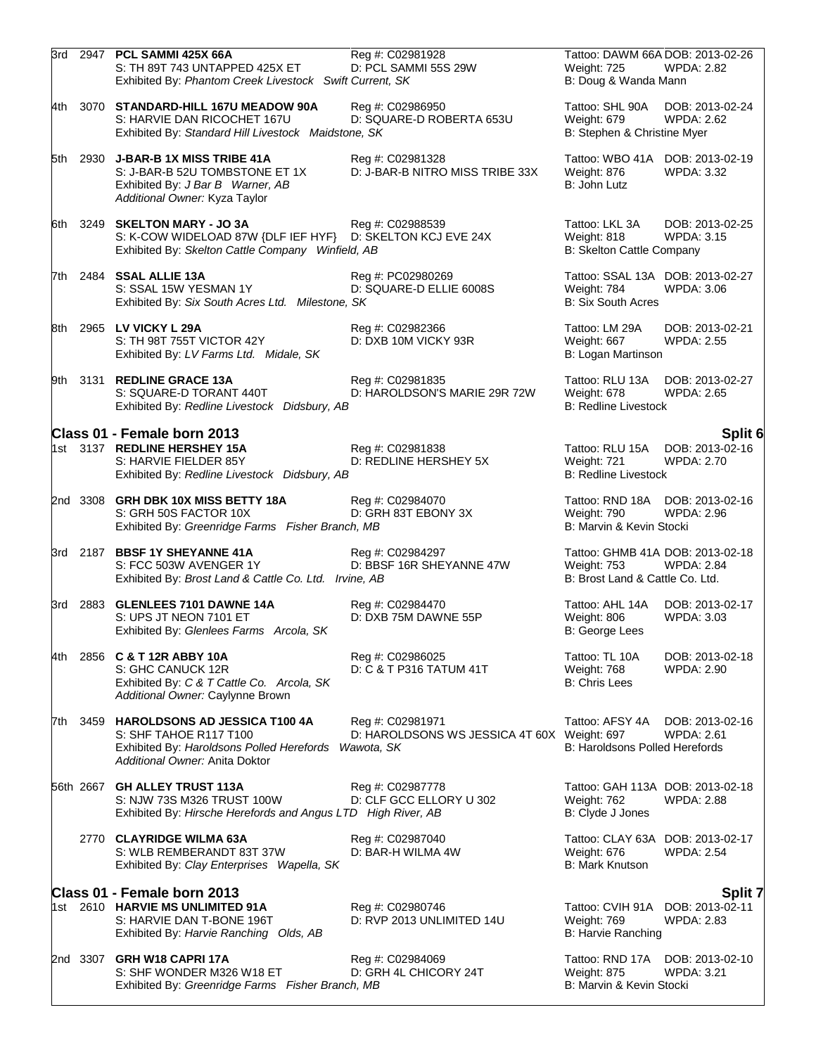3rd 2947 **PCL SAMMI 425X 66A** Reg #: C02981928 Tattoo: DAWM 66A DOB: 2013-02-26
S: TH 89T 743 UNTAPPED 425X ET D: PCL SAMMI 55S 29W Weight: 725 WPDA: 2.82
Exhibited By: *Phantom Creek Livestock Swift Current, SK* B: Doug & Wanda Mann

4th 3070 **STANDARD-HILL 167U MEADOW 90A** Reg #: C02986950 Tattoo: SHL 90A DOB: 2013-02-24
S: HARVIE DAN RICOCHET 167U D: SQUARE-D ROBERTA 653U Weight: 679 WPDA: 2.62
Exhibited By: *Standard Hill Livestock Maidstone, SK* B: Stephen & Christine Myer

5th 2930 **J-BAR-B 1X MISS TRIBE 41A** Reg #: C02981328 Tattoo: WBO 41A DOB: 2013-02-19
S: J-BAR-B 52U TOMBSTONE ET 1X D: J-BAR-B NITRO MISS TRIBE 33X Weight: 876 WPDA: 3.32
Exhibited By: *J Bar B Warner, AB* B: John Lutz
*Additional Owner:* Kyza Taylor

6th 3249 **SKELTON MARY - JO 3A** Reg #: C02988539 Tattoo: LKL 3A DOB: 2013-02-25
S: K-COW WIDELOAD 87W {DLF IEF HYF} D: SKELTON KCJ EVE 24X Weight: 818 WPDA: 3.15
Exhibited By: *Skelton Cattle Company Winfield, AB* B: Skelton Cattle Company

7th 2484 **SSAL ALLIE 13A** Reg #: PC02980269 Tattoo: SSAL 13A DOB: 2013-02-27
S: SSAL 15W YESMAN 1Y D: SQUARE-D ELLIE 6008S Weight: 784 WPDA: 3.06
Exhibited By: *Six South Acres Ltd. Milestone, SK* B: Six South Acres

8th 2965 **LV VICKY L 29A** Reg #: C02982366 Tattoo: LM 29A DOB: 2013-02-21
S: TH 98T 755T VICTOR 42Y D: DXB 10M VICKY 93R Weight: 667 WPDA: 2.55
Exhibited By: *LV Farms Ltd. Midale, SK* B: Logan Martinson

9th 3131 **REDLINE GRACE 13A** Reg #: C02981835 Tattoo: RLU 13A DOB: 2013-02-27
S: SQUARE-D TORANT 440T D: HAROLDSON'S MARIE 29R 72W Weight: 678 WPDA: 2.65
Exhibited By: *Redline Livestock Didsbury, AB* B: Redline Livestock

## Class 01 - Female born 2013 — Split 6

1st 3137 **REDLINE HERSHEY 15A** Reg #: C02981838 Tattoo: RLU 15A DOB: 2013-02-16
S: HARVIE FIELDER 85Y D: REDLINE HERSHEY 5X Weight: 721 WPDA: 2.70
Exhibited By: *Redline Livestock Didsbury, AB* B: Redline Livestock

2nd 3308 **GRH DBK 10X MISS BETTY 18A** Reg #: C02984070 Tattoo: RND 18A DOB: 2013-02-16
S: GRH 50S FACTOR 10X D: GRH 83T EBONY 3X Weight: 790 WPDA: 2.96
Exhibited By: *Greenridge Farms Fisher Branch, MB* B: Marvin & Kevin Stocki

3rd 2187 **BBSF 1Y SHEYANNE 41A** Reg #: C02984297 Tattoo: GHMB 41A DOB: 2013-02-18
S: FCC 503W AVENGER 1Y D: BBSF 16R SHEYANNE 47W Weight: 753 WPDA: 2.84
Exhibited By: *Brost Land & Cattle Co. Ltd. Irvine, AB* B: Brost Land & Cattle Co. Ltd.

3rd 2883 **GLENLEES 7101 DAWNE 14A** Reg #: C02984470 Tattoo: AHL 14A DOB: 2013-02-17
S: UPS JT NEON 7101 ET D: DXB 75M DAWNE 55P Weight: 806 WPDA: 3.03
Exhibited By: *Glenlees Farms Arcola, SK* B: George Lees

4th 2856 **C & T 12R ABBY 10A** Reg #: C02986025 Tattoo: TL 10A DOB: 2013-02-18
S: GHC CANUCK 12R D: C & T P316 TATUM 41T Weight: 768 WPDA: 2.90
Exhibited By: *C & T Cattle Co. Arcola, SK* B: Chris Lees
*Additional Owner:* Caylynne Brown

7th 3459 **HAROLDSONS AD JESSICA T100 4A** Reg #: C02981971 Tattoo: AFSY 4A DOB: 2013-02-16
S: SHF TAHOE R117 T100 D: HAROLDSONS WS JESSICA 4T 60X Weight: 697 WPDA: 2.61
Exhibited By: *Haroldsons Polled Herefords Wawota, SK* B: Haroldsons Polled Herefords
*Additional Owner:* Anita Doktor

56th 2667 **GH ALLEY TRUST 113A** Reg #: C02987778 Tattoo: GAH 113A DOB: 2013-02-18
S: NJW 73S M326 TRUST 100W D: CLF GCC ELLORY U 302 Weight: 762 WPDA: 2.88
Exhibited By: *Hirsche Herefords and Angus LTD High River, AB* B: Clyde J Jones

2770 **CLAYRIDGE WILMA 63A** Reg #: C02987040 Tattoo: CLAY 63A DOB: 2013-02-17
S: WLB REMBERANDT 83T 37W D: BAR-H WILMA 4W Weight: 676 WPDA: 2.54
Exhibited By: *Clay Enterprises Wapella, SK* B: Mark Knutson

## Class 01 - Female born 2013 — Split 7

1st 2610 **HARVIE MS UNLIMITED 91A** Reg #: C02980746 Tattoo: CVIH 91A DOB: 2013-02-11
S: HARVIE DAN T-BONE 196T D: RVP 2013 UNLIMITED 14U Weight: 769 WPDA: 2.83
Exhibited By: *Harvie Ranching Olds, AB* B: Harvie Ranching

2nd 3307 **GRH W18 CAPRI 17A** Reg #: C02984069 Tattoo: RND 17A DOB: 2013-02-10
S: SHF WONDER M326 W18 ET D: GRH 4L CHICORY 24T Weight: 875 WPDA: 3.21
Exhibited By: *Greenridge Farms Fisher Branch, MB* B: Marvin & Kevin Stocki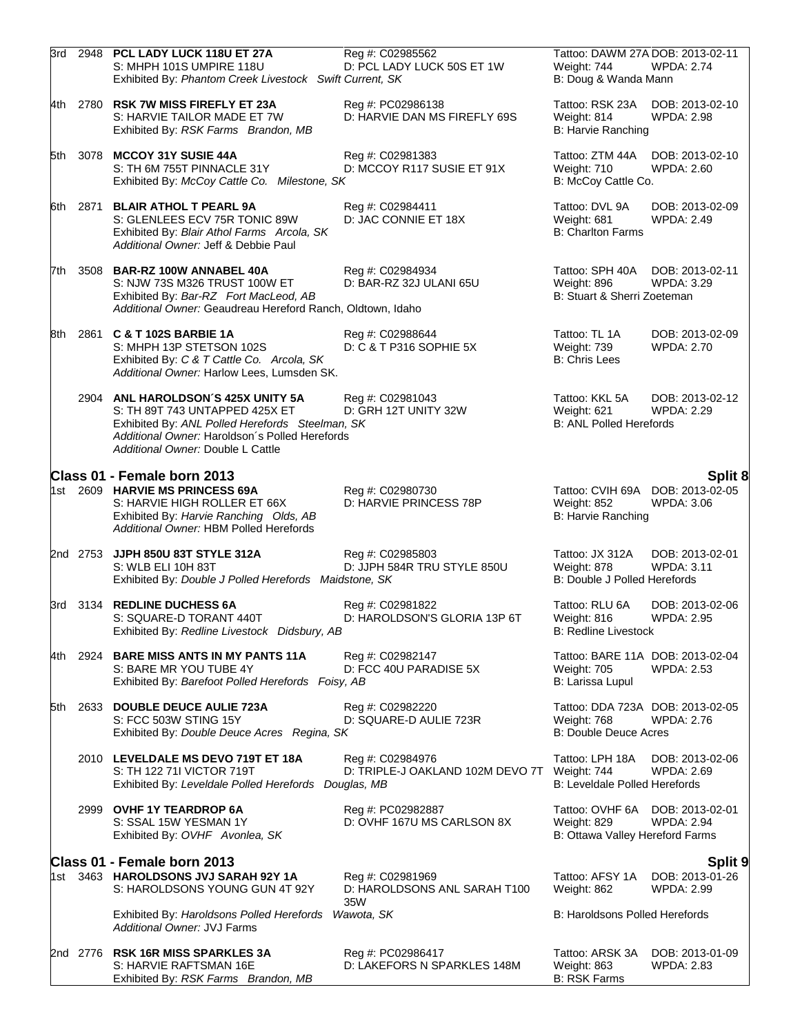| Place | No. | Name / Sire / Exhibitor | Reg # / Dam | Tattoo / Weight / Breeder | DOB / WPDA |
|---|---|---|---|---|---|
| 3rd | 2948 | **PCL LADY LUCK 118U ET 27A**<br>S: MHPH 101S UMPIRE 118U<br>Exhibited By: *Phantom Creek Livestock Swift Current, SK* | Reg #: C02985562<br>D: PCL LADY LUCK 50S ET 1W | Tattoo: DAWM 27A<br>Weight: 744<br>B: Doug & Wanda Mann | DOB: 2013-02-11<br>WPDA: 2.74 |
| 4th | 2780 | **RSK 7W MISS FIREFLY ET 23A**<br>S: HARVIE TAILOR MADE ET 7W<br>Exhibited By: *RSK Farms Brandon, MB* | Reg #: PC02986138<br>D: HARVIE DAN MS FIREFLY 69S | Tattoo: RSK 23A<br>Weight: 814<br>B: Harvie Ranching | DOB: 2013-02-10<br>WPDA: 2.98 |
| 5th | 3078 | **MCCOY 31Y SUSIE 44A**<br>S: TH 6M 755T PINNACLE 31Y<br>Exhibited By: *McCoy Cattle Co. Milestone, SK* | Reg #: C02981383<br>D: MCCOY R117 SUSIE ET 91X | Tattoo: ZTM 44A<br>Weight: 710<br>B: McCoy Cattle Co. | DOB: 2013-02-10<br>WPDA: 2.60 |
| 6th | 2871 | **BLAIR ATHOL T PEARL 9A**<br>S: GLENLEES ECV 75R TONIC 89W<br>Exhibited By: *Blair Athol Farms Arcola, SK*<br>*Additional Owner:* Jeff & Debbie Paul | Reg #: C02984411<br>D: JAC CONNIE ET 18X | Tattoo: DVL 9A<br>Weight: 681<br>B: Charlton Farms | DOB: 2013-02-09<br>WPDA: 2.49 |
| 7th | 3508 | **BAR-RZ 100W ANNABEL 40A**<br>S: NJW 73S M326 TRUST 100W ET<br>Exhibited By: *Bar-RZ Fort MacLeod, AB*<br>*Additional Owner:* Geaudreau Hereford Ranch, Oldtown, Idaho | Reg #: C02984934<br>D: BAR-RZ 32J ULANI 65U | Tattoo: SPH 40A<br>Weight: 896<br>B: Stuart & Sherri Zoeteman | DOB: 2013-02-11<br>WPDA: 3.29 |
| 8th | 2861 | **C & T 102S BARBIE 1A**<br>S: MHPH 13P STETSON 102S<br>Exhibited By: *C & T Cattle Co. Arcola, SK*<br>*Additional Owner:* Harlow Lees, Lumsden SK. | Reg #: C02988644<br>D: C & T P316 SOPHIE 5X | Tattoo: TL 1A<br>Weight: 739<br>B: Chris Lees | DOB: 2013-02-09<br>WPDA: 2.70 |
| | 2904 | **ANL HAROLDSON´S 425X UNITY 5A**<br>S: TH 89T 743 UNTAPPED 425X ET<br>Exhibited By: *ANL Polled Herefords Steelman, SK*<br>*Additional Owner:* Haroldson´s Polled Herefords<br>*Additional Owner:* Double L Cattle | Reg #: C02981043<br>D: GRH 12T UNITY 32W | Tattoo: KKL 5A<br>Weight: 621<br>B: ANL Polled Herefords | DOB: 2013-02-12<br>WPDA: 2.29 |

## Class 01 - Female born 2013 — Split 8

| Place | No. | Name / Sire / Exhibitor | Reg # / Dam | Tattoo / Weight / Breeder | DOB / WPDA |
|---|---|---|---|---|---|
| 1st | 2609 | **HARVIE MS PRINCESS 69A**<br>S: HARVIE HIGH ROLLER ET 66X<br>Exhibited By: *Harvie Ranching Olds, AB*<br>*Additional Owner:* HBM Polled Herefords | Reg #: C02980730<br>D: HARVIE PRINCESS 78P | Tattoo: CVIH 69A<br>Weight: 852<br>B: Harvie Ranching | DOB: 2013-02-05<br>WPDA: 3.06 |
| 2nd | 2753 | **JJPH 850U 83T STYLE 312A**<br>S: WLB ELI 10H 83T<br>Exhibited By: *Double J Polled Herefords Maidstone, SK* | Reg #: C02985803<br>D: JJPH 584R TRU STYLE 850U | Tattoo: JX 312A<br>Weight: 878<br>B: Double J Polled Herefords | DOB: 2013-02-01<br>WPDA: 3.11 |
| 3rd | 3134 | **REDLINE DUCHESS 6A**<br>S: SQUARE-D TORANT 440T<br>Exhibited By: *Redline Livestock Didsbury, AB* | Reg #: C02981822<br>D: HAROLDSON'S GLORIA 13P 6T | Tattoo: RLU 6A<br>Weight: 816<br>B: Redline Livestock | DOB: 2013-02-06<br>WPDA: 2.95 |
| 4th | 2924 | **BARE MISS ANTS IN MY PANTS 11A**<br>S: BARE MR YOU TUBE 4Y<br>Exhibited By: *Barefoot Polled Herefords Foisy, AB* | Reg #: C02982147<br>D: FCC 40U PARADISE 5X | Tattoo: BARE 11A<br>Weight: 705<br>B: Larissa Lupul | DOB: 2013-02-04<br>WPDA: 2.53 |
| 5th | 2633 | **DOUBLE DEUCE AULIE 723A**<br>S: FCC 503W STING 15Y<br>Exhibited By: *Double Deuce Acres Regina, SK* | Reg #: C02982220<br>D: SQUARE-D AULIE 723R | Tattoo: DDA 723A<br>Weight: 768<br>B: Double Deuce Acres | DOB: 2013-02-05<br>WPDA: 2.76 |
| | 2010 | **LEVELDALE MS DEVO 719T ET 18A**<br>S: TH 122 71I VICTOR 719T<br>Exhibited By: *Leveldale Polled Herefords Douglas, MB* | Reg #: C02984976<br>D: TRIPLE-J OAKLAND 102M DEVO 7T | Tattoo: LPH 18A<br>Weight: 744<br>B: Leveldale Polled Herefords | DOB: 2013-02-06<br>WPDA: 2.69 |
| | 2999 | **OVHF 1Y TEARDROP 6A**<br>S: SSAL 15W YESMAN 1Y<br>Exhibited By: *OVHF Avonlea, SK* | Reg #: PC02982887<br>D: OVHF 167U MS CARLSON 8X | Tattoo: OVHF 6A<br>Weight: 829<br>B: Ottawa Valley Hereford Farms | DOB: 2013-02-01<br>WPDA: 2.94 |

## Class 01 - Female born 2013 — Split 9

| Place | No. | Name / Sire / Exhibitor | Reg # / Dam | Tattoo / Weight / Breeder | DOB / WPDA |
|---|---|---|---|---|---|
| 1st | 3463 | **HAROLDSONS JVJ SARAH 92Y 1A**<br>S: HAROLDSONS YOUNG GUN 4T 92Y<br>Exhibited By: *Haroldsons Polled Herefords Wawota, SK*<br>*Additional Owner:* JVJ Farms | Reg #: C02981969<br>D: HAROLDSONS ANL SARAH T100 35W | Tattoo: AFSY 1A<br>Weight: 862<br>B: Haroldsons Polled Herefords | DOB: 2013-01-26<br>WPDA: 2.99 |
| 2nd | 2776 | **RSK 16R MISS SPARKLES 3A**<br>S: HARVIE RAFTSMAN 16E<br>Exhibited By: *RSK Farms Brandon, MB* | Reg #: PC02986417<br>D: LAKEFORS N SPARKLES 148M | Tattoo: ARSK 3A<br>Weight: 863<br>B: RSK Farms | DOB: 2013-01-09<br>WPDA: 2.83 |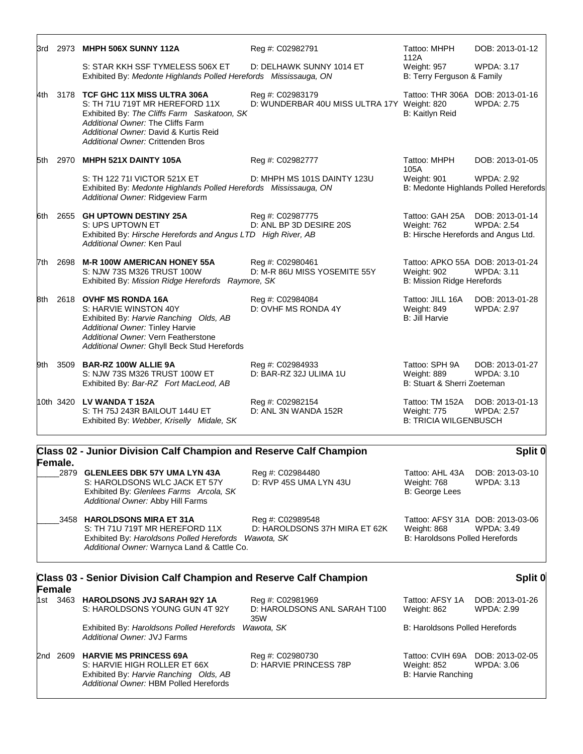**3rd 2973 MHPH 506X SUNNY 112A**
Reg #: C02982791
Tattoo: MHPH 112A
DOB: 2013-01-12
S: STAR KKH SSF TYMELESS 506X ET
D: DELHAWK SUNNY 1014 ET
Weight: 957
WPDA: 3.17
Exhibited By: *Medonte Highlands Polled Herefords Mississauga, ON*
B: Terry Ferguson & Family

**4th 3178 TCF GHC 11X MISS ULTRA 306A**
Reg #: C02983179
Tattoo: THR 306A
DOB: 2013-01-16
S: TH 71U 719T MR HEREFORD 11X
D: WUNDERBAR 40U MISS ULTRA 17Y
Weight: 820
WPDA: 2.75
Exhibited By: *The Cliffs Farm Saskatoon, SK*
B: Kaitlyn Reid
*Additional Owner:* The Cliffs Farm
*Additional Owner:* David & Kurtis Reid
*Additional Owner:* Crittenden Bros

**5th 2970 MHPH 521X DAINTY 105A**
Reg #: C02982777
Tattoo: MHPH 105A
DOB: 2013-01-05
S: TH 122 71I VICTOR 521X ET
D: MHPH MS 101S DAINTY 123U
Weight: 901
WPDA: 2.92
Exhibited By: *Medonte Highlands Polled Herefords Mississauga, ON*
B: Medonte Highlands Polled Herefords
*Additional Owner:* Ridgeview Farm

**6th 2655 GH UPTOWN DESTINY 25A**
Reg #: C02987775
Tattoo: GAH 25A
DOB: 2013-01-14
S: UPS UPTOWN ET
D: ANL BP 3D DESIRE 20S
Weight: 762
WPDA: 2.54
Exhibited By: *Hirsche Herefords and Angus LTD High River, AB*
B: Hirsche Herefords and Angus Ltd.
*Additional Owner:* Ken Paul

**7th 2698 M-R 100W AMERICAN HONEY 55A**
Reg #: C02980461
Tattoo: APKO 55A
DOB: 2013-01-24
S: NJW 73S M326 TRUST 100W
D: M-R 86U MISS YOSEMITE 55Y
Weight: 902
WPDA: 3.11
Exhibited By: *Mission Ridge Herefords Raymore, SK*
B: Mission Ridge Herefords

**8th 2618 OVHF MS RONDA 16A**
Reg #: C02984084
Tattoo: JILL 16A
DOB: 2013-01-28
S: HARVIE WINSTON 40Y
D: OVHF MS RONDA 4Y
Weight: 849
WPDA: 2.97
Exhibited By: *Harvie Ranching Olds, AB*
B: Jill Harvie
*Additional Owner:* Tinley Harvie
*Additional Owner:* Vern Featherstone
*Additional Owner:* Ghyll Beck Stud Herefords

**9th 3509 BAR-RZ 100W ALLIE 9A**
Reg #: C02984933
Tattoo: SPH 9A
DOB: 2013-01-27
S: NJW 73S M326 TRUST 100W ET
D: BAR-RZ 32J ULIMA 1U
Weight: 889
WPDA: 3.10
Exhibited By: *Bar-RZ Fort MacLeod, AB*
B: Stuart & Sherri Zoeteman

**10th 3420 LV WANDA T 152A**
Reg #: C02982154
Tattoo: TM 152A
DOB: 2013-01-13
S: TH 75J 243R BAILOUT 144U ET
D: ANL 3N WANDA 152R
Weight: 775
WPDA: 2.57
Exhibited By: *Webber, Kriselly Midale, SK*
B: TRICIA WILGENBUSCH

## Class 02 - Junior Division Calf Champion and Reserve Calf Champion Female. — Split 0

**_____2879 GLENLEES DBK 57Y UMA LYN 43A**
Reg #: C02984480
Tattoo: AHL 43A
DOB: 2013-03-10
S: HAROLDSONS WLC JACK ET 57Y
D: RVP 45S UMA LYN 43U
Weight: 768
WPDA: 3.13
Exhibited By: *Glenlees Farms Arcola, SK*
B: George Lees
*Additional Owner:* Abby Hill Farms

**_____3458 HAROLDSONS MIRA ET 31A**
Reg #: C02989548
Tattoo: AFSY 31A
DOB: 2013-03-06
S: TH 71U 719T MR HEREFORD 11X
D: HAROLDSONS 37H MIRA ET 62K
Weight: 868
WPDA: 3.49
Exhibited By: *Haroldsons Polled Herefords Wawota, SK*
B: Haroldsons Polled Herefords
*Additional Owner:* Warnyca Land & Cattle Co.

## Class 03 - Senior Division Calf Champion and Reserve Calf Champion Female — Split 0

**1st 3463 HAROLDSONS JVJ SARAH 92Y 1A**
Reg #: C02981969
Tattoo: AFSY 1A
DOB: 2013-01-26
S: HAROLDSONS YOUNG GUN 4T 92Y
D: HAROLDSONS ANL SARAH T100 35W
Weight: 862
WPDA: 2.99
Exhibited By: *Haroldsons Polled Herefords Wawota, SK*
B: Haroldsons Polled Herefords
*Additional Owner:* JVJ Farms

**2nd 2609 HARVIE MS PRINCESS 69A**
Reg #: C02980730
Tattoo: CVIH 69A
DOB: 2013-02-05
S: HARVIE HIGH ROLLER ET 66X
D: HARVIE PRINCESS 78P
Weight: 852
WPDA: 3.06
Exhibited By: *Harvie Ranching Olds, AB*
B: Harvie Ranching
*Additional Owner:* HBM Polled Herefords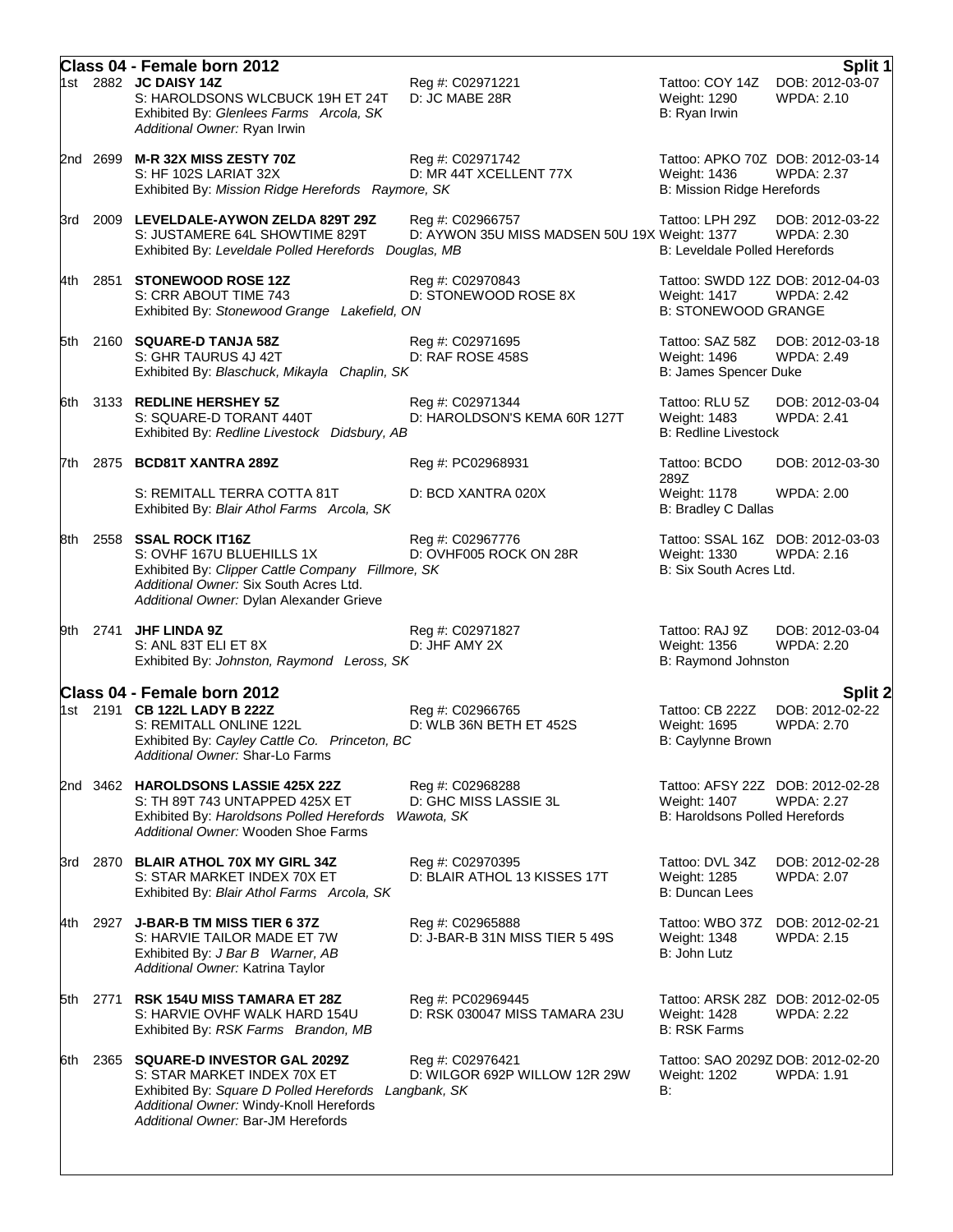## Class 04 - Female born 2012 — Split 1

**1st 2882 JC DAISY 14Z** — Reg #: C02971221 — Tattoo: COY 14Z — DOB: 2012-03-07
S: HAROLDSONS WLCBUCK 19H ET 24T — D: JC MABE 28R — Weight: 1290 — WPDA: 2.10
Exhibited By: *Glenlees Farms Arcola, SK* — B: Ryan Irwin
*Additional Owner:* Ryan Irwin

**2nd 2699 M-R 32X MISS ZESTY 70Z** — Reg #: C02971742 — Tattoo: APKO 70Z — DOB: 2012-03-14
S: HF 102S LARIAT 32X — D: MR 44T XCELLENT 77X — Weight: 1436 — WPDA: 2.37
Exhibited By: *Mission Ridge Herefords Raymore, SK* — B: Mission Ridge Herefords

**3rd 2009 LEVELDALE-AYWON ZELDA 829T 29Z** — Reg #: C02966757 — Tattoo: LPH 29Z — DOB: 2012-03-22
S: JUSTAMERE 64L SHOWTIME 829T — D: AYWON 35U MISS MADSEN 50U 19X — Weight: 1377 — WPDA: 2.30
Exhibited By: *Leveldale Polled Herefords Douglas, MB* — B: Leveldale Polled Herefords

**4th 2851 STONEWOOD ROSE 12Z** — Reg #: C02970843 — Tattoo: SWDD 12Z — DOB: 2012-04-03
S: CRR ABOUT TIME 743 — D: STONEWOOD ROSE 8X — Weight: 1417 — WPDA: 2.42
Exhibited By: *Stonewood Grange Lakefield, ON* — B: STONEWOOD GRANGE

**5th 2160 SQUARE-D TANJA 58Z** — Reg #: C02971695 — Tattoo: SAZ 58Z — DOB: 2012-03-18
S: GHR TAURUS 4J 42T — D: RAF ROSE 458S — Weight: 1496 — WPDA: 2.49
Exhibited By: *Blaschuck, Mikayla Chaplin, SK* — B: James Spencer Duke

**6th 3133 REDLINE HERSHEY 5Z** — Reg #: C02971344 — Tattoo: RLU 5Z — DOB: 2012-03-04
S: SQUARE-D TORANT 440T — D: HAROLDSON'S KEMA 60R 127T — Weight: 1483 — WPDA: 2.41
Exhibited By: *Redline Livestock Didsbury, AB* — B: Redline Livestock

**7th 2875 BCD81T XANTRA 289Z** — Reg #: PC02968931 — Tattoo: BCDO 289Z — DOB: 2012-03-30
S: REMITALL TERRA COTTA 81T — D: BCD XANTRA 020X — Weight: 1178 — WPDA: 2.00
Exhibited By: *Blair Athol Farms Arcola, SK* — B: Bradley C Dallas

**8th 2558 SSAL ROCK IT16Z** — Reg #: C02967776 — Tattoo: SSAL 16Z — DOB: 2012-03-03
S: OVHF 167U BLUEHILLS 1X — D: OVHF005 ROCK ON 28R — Weight: 1330 — WPDA: 2.16
Exhibited By: *Clipper Cattle Company Fillmore, SK* — B: Six South Acres Ltd.
*Additional Owner:* Six South Acres Ltd.
*Additional Owner:* Dylan Alexander Grieve

**9th 2741 JHF LINDA 9Z** — Reg #: C02971827 — Tattoo: RAJ 9Z — DOB: 2012-03-04
S: ANL 83T ELI ET 8X — D: JHF AMY 2X — Weight: 1356 — WPDA: 2.20
Exhibited By: *Johnston, Raymond Leross, SK* — B: Raymond Johnston

## Class 04 - Female born 2012 — Split 2

**1st 2191 CB 122L LADY B 222Z** — Reg #: C02966765 — Tattoo: CB 222Z — DOB: 2012-02-22
S: REMITALL ONLINE 122L — D: WLB 36N BETH ET 452S — Weight: 1695 — WPDA: 2.70
Exhibited By: *Cayley Cattle Co. Princeton, BC* — B: Caylynne Brown
*Additional Owner:* Shar-Lo Farms

**2nd 3462 HAROLDSONS LASSIE 425X 22Z** — Reg #: C02968288 — Tattoo: AFSY 22Z — DOB: 2012-02-28
S: TH 89T 743 UNTAPPED 425X ET — D: GHC MISS LASSIE 3L — Weight: 1407 — WPDA: 2.27
Exhibited By: *Haroldsons Polled Herefords Wawota, SK* — B: Haroldsons Polled Herefords
*Additional Owner:* Wooden Shoe Farms

**3rd 2870 BLAIR ATHOL 70X MY GIRL 34Z** — Reg #: C02970395 — Tattoo: DVL 34Z — DOB: 2012-02-28
S: STAR MARKET INDEX 70X ET — D: BLAIR ATHOL 13 KISSES 17T — Weight: 1285 — WPDA: 2.07
Exhibited By: *Blair Athol Farms Arcola, SK* — B: Duncan Lees

**4th 2927 J-BAR-B TM MISS TIER 6 37Z** — Reg #: C02965888 — Tattoo: WBO 37Z — DOB: 2012-02-21
S: HARVIE TAILOR MADE ET 7W — D: J-BAR-B 31N MISS TIER 5 49S — Weight: 1348 — WPDA: 2.15
Exhibited By: *J Bar B Warner, AB* — B: John Lutz
*Additional Owner:* Katrina Taylor

**5th 2771 RSK 154U MISS TAMARA ET 28Z** — Reg #: PC02969445 — Tattoo: ARSK 28Z — DOB: 2012-02-05
S: HARVIE OVHF WALK HARD 154U — D: RSK 030047 MISS TAMARA 23U — Weight: 1428 — WPDA: 2.22
Exhibited By: *RSK Farms Brandon, MB* — B: RSK Farms

**6th 2365 SQUARE-D INVESTOR GAL 2029Z** — Reg #: C02976421 — Tattoo: SAO 2029Z — DOB: 2012-02-20
S: STAR MARKET INDEX 70X ET — D: WILGOR 692P WILLOW 12R 29W — Weight: 1202 — WPDA: 1.91
Exhibited By: *Square D Polled Herefords Langbank, SK* — B:
*Additional Owner:* Windy-Knoll Herefords
*Additional Owner:* Bar-JM Herefords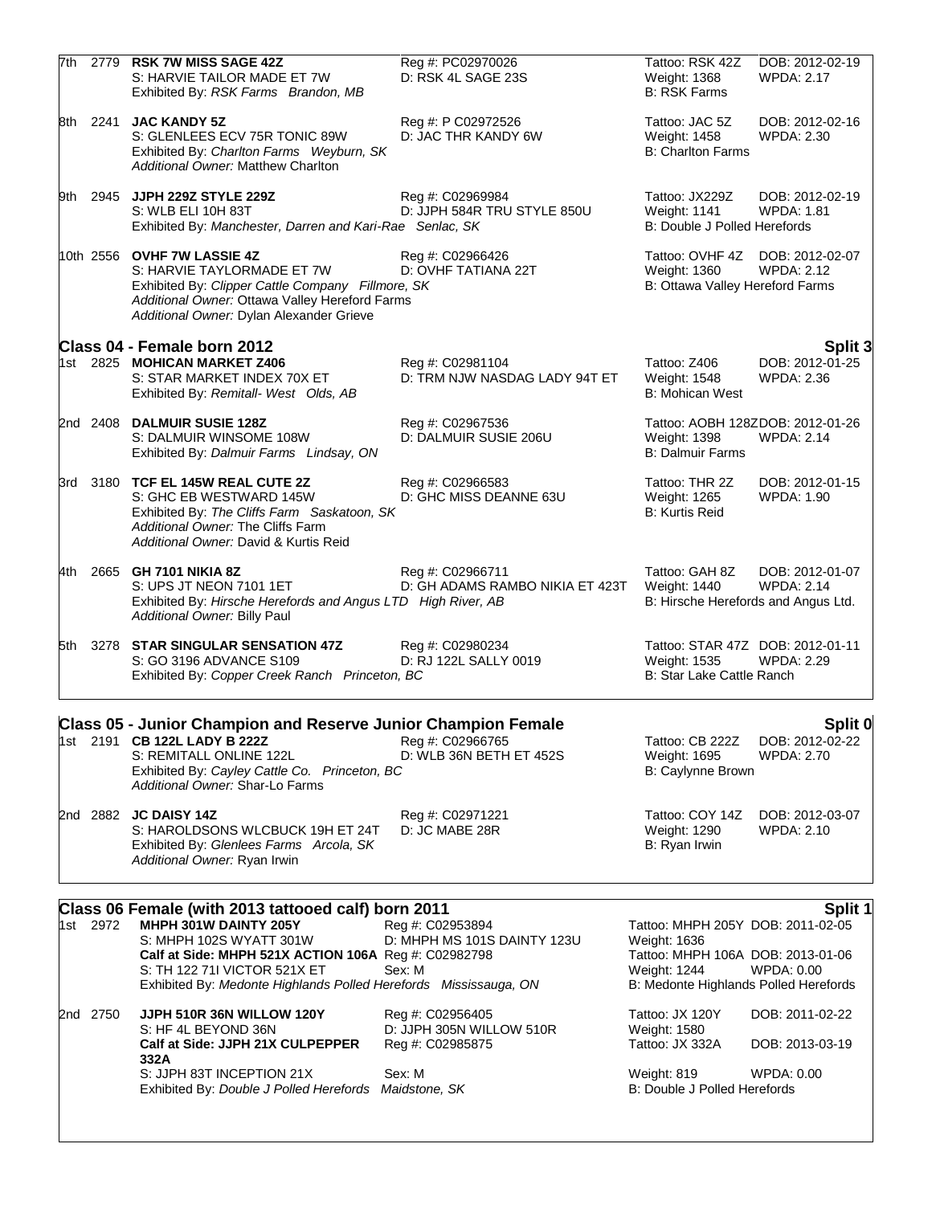7th 2779 **RSK 7W MISS SAGE 42Z**
S: HARVIE TAILOR MADE ET 7W
Exhibited By: *RSK Farms Brandon, MB*
Reg #: PC02970026
D: RSK 4L SAGE 23S
Tattoo: RSK 42Z DOB: 2012-02-19
Weight: 1368 WPDA: 2.17
B: RSK Farms

8th 2241 **JAC KANDY 5Z**
S: GLENLEES ECV 75R TONIC 89W
Exhibited By: *Charlton Farms Weyburn, SK*
*Additional Owner:* Matthew Charlton
Reg #: P C02972526
D: JAC THR KANDY 6W
Tattoo: JAC 5Z DOB: 2012-02-16
Weight: 1458 WPDA: 2.30
B: Charlton Farms

9th 2945 **JJPH 229Z STYLE 229Z**
S: WLB ELI 10H 83T
Exhibited By: *Manchester, Darren and Kari-Rae Senlac, SK*
Reg #: C02969984
D: JJPH 584R TRU STYLE 850U
Tattoo: JX229Z DOB: 2012-02-19
Weight: 1141 WPDA: 1.81
B: Double J Polled Herefords

10th 2556 **OVHF 7W LASSIE 4Z**
S: HARVIE TAYLORMADE ET 7W
Exhibited By: *Clipper Cattle Company Fillmore, SK*
*Additional Owner:* Ottawa Valley Hereford Farms
*Additional Owner:* Dylan Alexander Grieve
Reg #: C02966426
D: OVHF TATIANA 22T
Tattoo: OVHF 4Z DOB: 2012-02-07
Weight: 1360 WPDA: 2.12
B: Ottawa Valley Hereford Farms

## Class 04 - Female born 2012 — Split 3

1st 2825 **MOHICAN MARKET Z406**
S: STAR MARKET INDEX 70X ET
Exhibited By: *Remitall- West Olds, AB*
Reg #: C02981104
D: TRM NJW NASDAG LADY 94T ET
Tattoo: Z406 DOB: 2012-01-25
Weight: 1548 WPDA: 2.36
B: Mohican West

2nd 2408 **DALMUIR SUSIE 128Z**
S: DALMUIR WINSOME 108W
Exhibited By: *Dalmuir Farms Lindsay, ON*
Reg #: C02967536
D: DALMUIR SUSIE 206U
Tattoo: AOBH 128Z DOB: 2012-01-26
Weight: 1398 WPDA: 2.14
B: Dalmuir Farms

3rd 3180 **TCF EL 145W REAL CUTE 2Z**
S: GHC EB WESTWARD 145W
Exhibited By: *The Cliffs Farm Saskatoon, SK*
*Additional Owner:* The Cliffs Farm
*Additional Owner:* David & Kurtis Reid
Reg #: C02966583
D: GHC MISS DEANNE 63U
Tattoo: THR 2Z DOB: 2012-01-15
Weight: 1265 WPDA: 1.90
B: Kurtis Reid

4th 2665 **GH 7101 NIKIA 8Z**
S: UPS JT NEON 7101 1ET
Exhibited By: *Hirsche Herefords and Angus LTD High River, AB*
*Additional Owner:* Billy Paul
Reg #: C02966711
D: GH ADAMS RAMBO NIKIA ET 423T
Tattoo: GAH 8Z DOB: 2012-01-07
Weight: 1440 WPDA: 2.14
B: Hirsche Herefords and Angus Ltd.

5th 3278 **STAR SINGULAR SENSATION 47Z**
S: GO 3196 ADVANCE S109
Exhibited By: *Copper Creek Ranch Princeton, BC*
Reg #: C02980234
D: RJ 122L SALLY 0019
Tattoo: STAR 47Z DOB: 2012-01-11
Weight: 1535 WPDA: 2.29
B: Star Lake Cattle Ranch

## Class 05 - Junior Champion and Reserve Junior Champion Female — Split 0

1st 2191 **CB 122L LADY B 222Z**
S: REMITALL ONLINE 122L
Exhibited By: *Cayley Cattle Co. Princeton, BC*
*Additional Owner:* Shar-Lo Farms
Reg #: C02966765
D: WLB 36N BETH ET 452S
Tattoo: CB 222Z DOB: 2012-02-22
Weight: 1695 WPDA: 2.70
B: Caylynne Brown

2nd 2882 **JC DAISY 14Z**
S: HAROLDSONS WLCBUCK 19H ET 24T
Exhibited By: *Glenlees Farms Arcola, SK*
*Additional Owner:* Ryan Irwin
Reg #: C02971221
D: JC MABE 28R
Tattoo: COY 14Z DOB: 2012-03-07
Weight: 1290 WPDA: 2.10
B: Ryan Irwin

## Class 06 Female (with 2013 tattooed calf) born 2011 — Split 1

1st 2972 **MHPH 301W DAINTY 205Y**
S: MHPH 102S WYATT 301W
Reg #: C02953894
D: MHPH MS 101S DAINTY 123U
Tattoo: MHPH 205Y DOB: 2011-02-05
Weight: 1636
**Calf at Side: MHPH 521X ACTION 106A** Reg #: C02982798
S: TH 122 71I VICTOR 521X ET
Sex: M
Tattoo: MHPH 106A DOB: 2013-01-06
Weight: 1244 WPDA: 0.00
Exhibited By: *Medonte Highlands Polled Herefords Mississauga, ON*
B: Medonte Highlands Polled Herefords

2nd 2750 **JJPH 510R 36N WILLOW 120Y**
S: HF 4L BEYOND 36N
Reg #: C02956405
D: JJPH 305N WILLOW 510R
Tattoo: JX 120Y DOB: 2011-02-22
Weight: 1580
**Calf at Side: JJPH 21X CULPEPPER 332A** Reg #: C02985875
S: JJPH 83T INCEPTION 21X
Sex: M
Tattoo: JX 332A DOB: 2013-03-19
Weight: 819 WPDA: 0.00
Exhibited By: *Double J Polled Herefords Maidstone, SK*
B: Double J Polled Herefords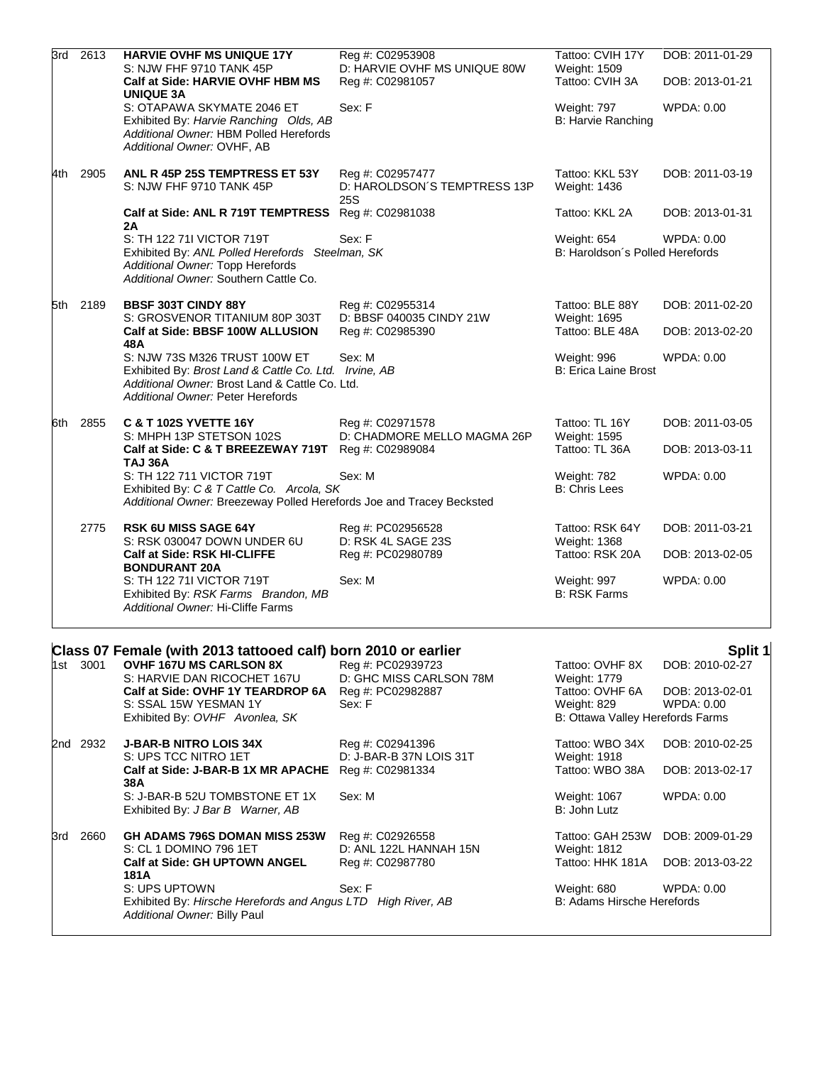| Place | No. | Entry | | | |
|---|---|---|---|---|---|
| 3rd | 2613 | **HARVIE OVHF MS UNIQUE 17Y** | Reg #: C02953908 | Tattoo: CVIH 17Y | DOB: 2011-01-29 |
| | | S: NJW FHF 9710 TANK 45P | D: HARVIE OVHF MS UNIQUE 80W | Weight: 1509 | |
| | | **Calf at Side: HARVIE OVHF HBM MS UNIQUE 3A** | Reg #: C02981057 | Tattoo: CVIH 3A | DOB: 2013-01-21 |
| | | S: OTAPAWA SKYMATE 2046 ET | Sex: F | Weight: 797 | WPDA: 0.00 |
| | | Exhibited By: *Harvie Ranching Olds, AB* | | B: Harvie Ranching | |
| | | *Additional Owner:* HBM Polled Herefords | | | |
| | | *Additional Owner:* OVHF, AB | | | |
| 4th | 2905 | **ANL R 45P 25S TEMPTRESS ET 53Y** | Reg #: C02957477 | Tattoo: KKL 53Y | DOB: 2011-03-19 |
| | | S: NJW FHF 9710 TANK 45P | D: HAROLDSON´S TEMPTRESS 13P 25S | Weight: 1436 | |
| | | **Calf at Side: ANL R 719T TEMPTRESS 2A** | Reg #: C02981038 | Tattoo: KKL 2A | DOB: 2013-01-31 |
| | | S: TH 122 71I VICTOR 719T | Sex: F | Weight: 654 | WPDA: 0.00 |
| | | Exhibited By: *ANL Polled Herefords Steelman, SK* | | B: Haroldson´s Polled Herefords | |
| | | *Additional Owner:* Topp Herefords | | | |
| | | *Additional Owner:* Southern Cattle Co. | | | |
| 5th | 2189 | **BBSF 303T CINDY 88Y** | Reg #: C02955314 | Tattoo: BLE 88Y | DOB: 2011-02-20 |
| | | S: GROSVENOR TITANIUM 80P 303T | D: BBSF 040035 CINDY 21W | Weight: 1695 | |
| | | **Calf at Side: BBSF 100W ALLUSION 48A** | Reg #: C02985390 | Tattoo: BLE 48A | DOB: 2013-02-20 |
| | | S: NJW 73S M326 TRUST 100W ET | Sex: M | Weight: 996 | WPDA: 0.00 |
| | | Exhibited By: *Brost Land & Cattle Co. Ltd. Irvine, AB* | | B: Erica Laine Brost | |
| | | *Additional Owner:* Brost Land & Cattle Co. Ltd. | | | |
| | | *Additional Owner:* Peter Herefords | | | |
| 6th | 2855 | **C & T 102S YVETTE 16Y** | Reg #: C02971578 | Tattoo: TL 16Y | DOB: 2011-03-05 |
| | | S: MHPH 13P STETSON 102S | D: CHADMORE MELLO MAGMA 26P | Weight: 1595 | |
| | | **Calf at Side: C & T BREEZEWAY 719T TAJ 36A** | Reg #: C02989084 | Tattoo: TL 36A | DOB: 2013-03-11 |
| | | S: TH 122 711 VICTOR 719T | Sex: M | Weight: 782 | WPDA: 0.00 |
| | | Exhibited By: *C & T Cattle Co. Arcola, SK* | | B: Chris Lees | |
| | | *Additional Owner:* Breezeway Polled Herefords Joe and Tracey Becksted | | | |
| | 2775 | **RSK 6U MISS SAGE 64Y** | Reg #: PC02956528 | Tattoo: RSK 64Y | DOB: 2011-03-21 |
| | | S: RSK 030047 DOWN UNDER 6U | D: RSK 4L SAGE 23S | Weight: 1368 | |
| | | **Calf at Side: RSK HI-CLIFFE BONDURANT 20A** | Reg #: PC02980789 | Tattoo: RSK 20A | DOB: 2013-02-05 |
| | | S: TH 122 71I VICTOR 719T | Sex: M | Weight: 997 | WPDA: 0.00 |
| | | Exhibited By: *RSK Farms Brandon, MB* | | B: RSK Farms | |
| | | *Additional Owner:* Hi-Cliffe Farms | | | |

## Class 07 Female (with 2013 tattooed calf) born 2010 or earlier — Split 1

| Place | No. | Entry | | | |
|---|---|---|---|---|---|
| 1st | 3001 | **OVHF 167U MS CARLSON 8X** | Reg #: PC02939723 | Tattoo: OVHF 8X | DOB: 2010-02-27 |
| | | S: HARVIE DAN RICOCHET 167U | D: GHC MISS CARLSON 78M | Weight: 1779 | |
| | | **Calf at Side: OVHF 1Y TEARDROP 6A** | Reg #: PC02982887 | Tattoo: OVHF 6A | DOB: 2013-02-01 |
| | | S: SSAL 15W YESMAN 1Y | Sex: F | Weight: 829 | WPDA: 0.00 |
| | | Exhibited By: *OVHF Avonlea, SK* | | B: Ottawa Valley Herefords Farms | |
| 2nd | 2932 | **J-BAR-B NITRO LOIS 34X** | Reg #: C02941396 | Tattoo: WBO 34X | DOB: 2010-02-25 |
| | | S: UPS TCC NITRO 1ET | D: J-BAR-B 37N LOIS 31T | Weight: 1918 | |
| | | **Calf at Side: J-BAR-B 1X MR APACHE 38A** | Reg #: C02981334 | Tattoo: WBO 38A | DOB: 2013-02-17 |
| | | S: J-BAR-B 52U TOMBSTONE ET 1X | Sex: M | Weight: 1067 | WPDA: 0.00 |
| | | Exhibited By: *J Bar B Warner, AB* | | B: John Lutz | |
| 3rd | 2660 | **GH ADAMS 796S DOMAN MISS 253W** | Reg #: C02926558 | Tattoo: GAH 253W | DOB: 2009-01-29 |
| | | S: CL 1 DOMINO 796 1ET | D: ANL 122L HANNAH 15N | Weight: 1812 | |
| | | **Calf at Side: GH UPTOWN ANGEL 181A** | Reg #: C02987780 | Tattoo: HHK 181A | DOB: 2013-03-22 |
| | | S: UPS UPTOWN | Sex: F | Weight: 680 | WPDA: 0.00 |
| | | Exhibited By: *Hirsche Herefords and Angus LTD High River, AB* | | B: Adams Hirsche Herefords | |
| | | *Additional Owner:* Billy Paul | | | |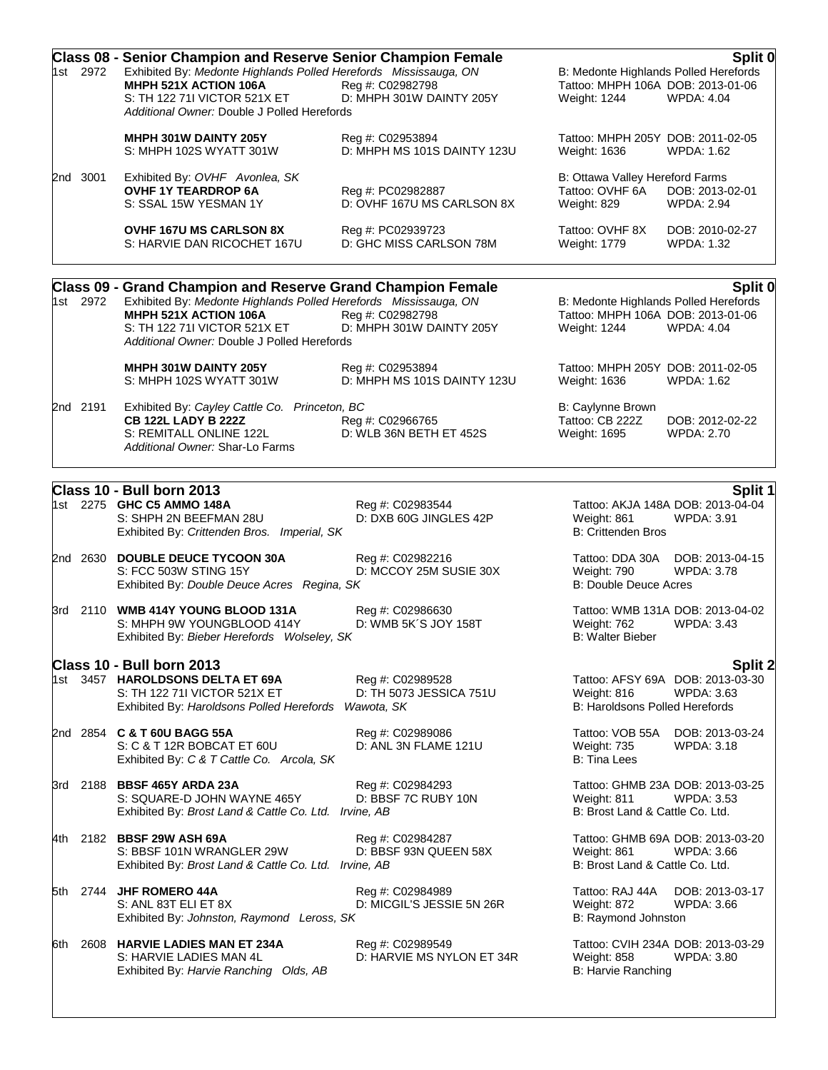## Class 08 - Senior Champion and Reserve Senior Champion Female

**Split 0**

1st 2972 Exhibited By: *Medonte Highlands Polled Herefords Mississauga, ON*
B: Medonte Highlands Polled Herefords

**MHPH 521X ACTION 106A** Reg #: C02982798 Tattoo: MHPH 106A DOB: 2013-01-06
S: TH 122 71I VICTOR 521X ET D: MHPH 301W DAINTY 205Y Weight: 1244 WPDA: 4.04
*Additional Owner:* Double J Polled Herefords

**MHPH 301W DAINTY 205Y** Reg #: C02953894 Tattoo: MHPH 205Y DOB: 2011-02-05
S: MHPH 102S WYATT 301W D: MHPH MS 101S DAINTY 123U Weight: 1636 WPDA: 1.62

2nd 3001 Exhibited By: *OVHF Avonlea, SK*
B: Ottawa Valley Hereford Farms

**OVHF 1Y TEARDROP 6A** Reg #: PC02982887 Tattoo: OVHF 6A DOB: 2013-02-01
S: SSAL 15W YESMAN 1Y D: OVHF 167U MS CARLSON 8X Weight: 829 WPDA: 2.94

**OVHF 167U MS CARLSON 8X** Reg #: PC02939723 Tattoo: OVHF 8X DOB: 2010-02-27
S: HARVIE DAN RICOCHET 167U D: GHC MISS CARLSON 78M Weight: 1779 WPDA: 1.32

## Class 09 - Grand Champion and Reserve Grand Champion Female

**Split 0**

1st 2972 Exhibited By: *Medonte Highlands Polled Herefords Mississauga, ON*
B: Medonte Highlands Polled Herefords

**MHPH 521X ACTION 106A** Reg #: C02982798 Tattoo: MHPH 106A DOB: 2013-01-06
S: TH 122 71I VICTOR 521X ET D: MHPH 301W DAINTY 205Y Weight: 1244 WPDA: 4.04
*Additional Owner:* Double J Polled Herefords

**MHPH 301W DAINTY 205Y** Reg #: C02953894 Tattoo: MHPH 205Y DOB: 2011-02-05
S: MHPH 102S WYATT 301W D: MHPH MS 101S DAINTY 123U Weight: 1636 WPDA: 1.62

2nd 2191 Exhibited By: *Cayley Cattle Co. Princeton, BC*
B: Caylynne Brown

**CB 122L LADY B 222Z** Reg #: C02966765 Tattoo: CB 222Z DOB: 2012-02-22
S: REMITALL ONLINE 122L D: WLB 36N BETH ET 452S Weight: 1695 WPDA: 2.70
*Additional Owner:* Shar-Lo Farms

## Class 10 - Bull born 2013

**Split 1**

1st 2275 **GHC C5 AMMO 148A** Reg #: C02983544 Tattoo: AKJA 148A DOB: 2013-04-04
S: SHPH 2N BEEFMAN 28U D: DXB 60G JINGLES 42P Weight: 861 WPDA: 3.91
Exhibited By: *Crittenden Bros. Imperial, SK* B: Crittenden Bros

2nd 2630 **DOUBLE DEUCE TYCOON 30A** Reg #: C02982216 Tattoo: DDA 30A DOB: 2013-04-15
S: FCC 503W STING 15Y D: MCCOY 25M SUSIE 30X Weight: 790 WPDA: 3.78
Exhibited By: *Double Deuce Acres Regina, SK* B: Double Deuce Acres

3rd 2110 **WMB 414Y YOUNG BLOOD 131A** Reg #: C02986630 Tattoo: WMB 131A DOB: 2013-04-02
S: MHPH 9W YOUNGBLOOD 414Y D: WMB 5K´S JOY 158T Weight: 762 WPDA: 3.43
Exhibited By: *Bieber Herefords Wolseley, SK* B: Walter Bieber

## Class 10 - Bull born 2013

**Split 2**

1st 3457 **HAROLDSONS DELTA ET 69A** Reg #: C02989528 Tattoo: AFSY 69A DOB: 2013-03-30
S: TH 122 71I VICTOR 521X ET D: TH 5073 JESSICA 751U Weight: 816 WPDA: 3.63
Exhibited By: *Haroldsons Polled Herefords Wawota, SK* B: Haroldsons Polled Herefords

2nd 2854 **C & T 60U BAGG 55A** Reg #: C02989086 Tattoo: VOB 55A DOB: 2013-03-24
S: C & T 12R BOBCAT ET 60U D: ANL 3N FLAME 121U Weight: 735 WPDA: 3.18
Exhibited By: *C & T Cattle Co. Arcola, SK* B: Tina Lees

3rd 2188 **BBSF 465Y ARDA 23A** Reg #: C02984293 Tattoo: GHMB 23A DOB: 2013-03-25
S: SQUARE-D JOHN WAYNE 465Y D: BBSF 7C RUBY 10N Weight: 811 WPDA: 3.53
Exhibited By: *Brost Land & Cattle Co. Ltd. Irvine, AB* B: Brost Land & Cattle Co. Ltd.

4th 2182 **BBSF 29W ASH 69A** Reg #: C02984287 Tattoo: GHMB 69A DOB: 2013-03-20
S: BBSF 101N WRANGLER 29W D: BBSF 93N QUEEN 58X Weight: 861 WPDA: 3.66
Exhibited By: *Brost Land & Cattle Co. Ltd. Irvine, AB* B: Brost Land & Cattle Co. Ltd.

5th 2744 **JHF ROMERO 44A** Reg #: C02984989 Tattoo: RAJ 44A DOB: 2013-03-17
S: ANL 83T ELI ET 8X D: MICGIL'S JESSIE 5N 26R Weight: 872 WPDA: 3.66
Exhibited By: *Johnston, Raymond Leross, SK* B: Raymond Johnston

6th 2608 **HARVIE LADIES MAN ET 234A** Reg #: C02989549 Tattoo: CVIH 234A DOB: 2013-03-29
S: HARVIE LADIES MAN 4L D: HARVIE MS NYLON ET 34R Weight: 858 WPDA: 3.80
Exhibited By: *Harvie Ranching Olds, AB* B: Harvie Ranching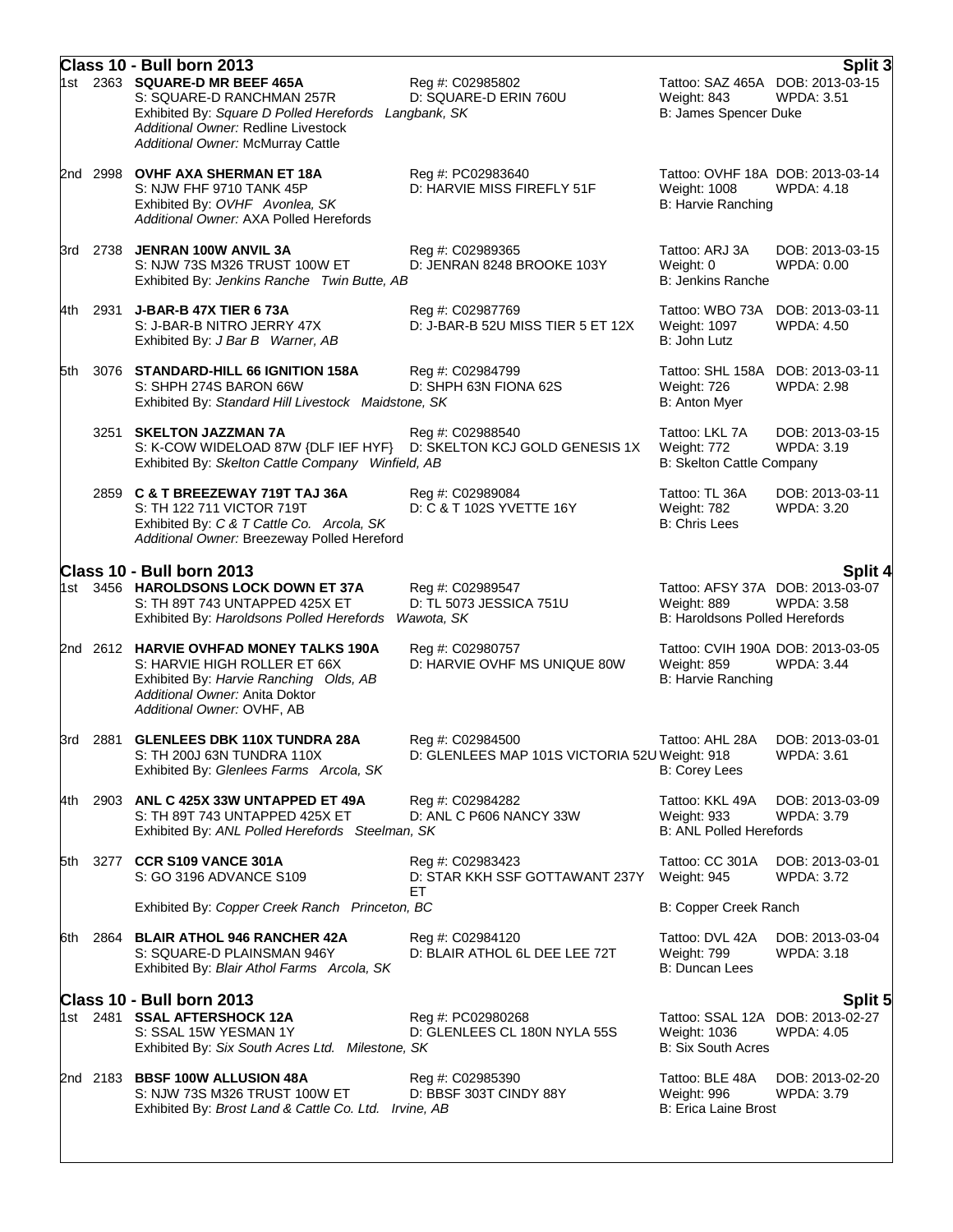## Class 10 - Bull born 2013 — Split 3

1st 2363 **SQUARE-D MR BEEF 465A** — Reg #: C02985802 — Tattoo: SAZ 465A DOB: 2013-03-15
S: SQUARE-D RANCHMAN 257R — D: SQUARE-D ERIN 760U — Weight: 843 WPDA: 3.51
Exhibited By: *Square D Polled Herefords Langbank, SK* — B: James Spencer Duke
*Additional Owner:* Redline Livestock
*Additional Owner:* McMurray Cattle

2nd 2998 **OVHF AXA SHERMAN ET 18A** — Reg #: PC02983640 — Tattoo: OVHF 18A DOB: 2013-03-14
S: NJW FHF 9710 TANK 45P — D: HARVIE MISS FIREFLY 51F — Weight: 1008 WPDA: 4.18
Exhibited By: *OVHF Avonlea, SK* — B: Harvie Ranching
*Additional Owner:* AXA Polled Herefords

3rd 2738 **JENRAN 100W ANVIL 3A** — Reg #: C02989365 — Tattoo: ARJ 3A DOB: 2013-03-15
S: NJW 73S M326 TRUST 100W ET — D: JENRAN 8248 BROOKE 103Y — Weight: 0 WPDA: 0.00
Exhibited By: *Jenkins Ranche Twin Butte, AB* — B: Jenkins Ranche

4th 2931 **J-BAR-B 47X TIER 6 73A** — Reg #: C02987769 — Tattoo: WBO 73A DOB: 2013-03-11
S: J-BAR-B NITRO JERRY 47X — D: J-BAR-B 52U MISS TIER 5 ET 12X — Weight: 1097 WPDA: 4.50
Exhibited By: *J Bar B Warner, AB* — B: John Lutz

5th 3076 **STANDARD-HILL 66 IGNITION 158A** — Reg #: C02984799 — Tattoo: SHL 158A DOB: 2013-03-11
S: SHPH 274S BARON 66W — D: SHPH 63N FIONA 62S — Weight: 726 WPDA: 2.98
Exhibited By: *Standard Hill Livestock Maidstone, SK* — B: Anton Myer

3251 **SKELTON JAZZMAN 7A** — Reg #: C02988540 — Tattoo: LKL 7A DOB: 2013-03-15
S: K-COW WIDELOAD 87W {DLF IEF HYF} — D: SKELTON KCJ GOLD GENESIS 1X — Weight: 772 WPDA: 3.19
Exhibited By: *Skelton Cattle Company Winfield, AB* — B: Skelton Cattle Company

2859 **C & T BREEZEWAY 719T TAJ 36A** — Reg #: C02989084 — Tattoo: TL 36A DOB: 2013-03-11
S: TH 122 711 VICTOR 719T — D: C & T 102S YVETTE 16Y — Weight: 782 WPDA: 3.20
Exhibited By: *C & T Cattle Co. Arcola, SK* — B: Chris Lees
*Additional Owner:* Breezeway Polled Hereford

## Class 10 - Bull born 2013 — Split 4

1st 3456 **HAROLDSONS LOCK DOWN ET 37A** — Reg #: C02989547 — Tattoo: AFSY 37A DOB: 2013-03-07
S: TH 89T 743 UNTAPPED 425X ET — D: TL 5073 JESSICA 751U — Weight: 889 WPDA: 3.58
Exhibited By: *Haroldsons Polled Herefords Wawota, SK* — B: Haroldsons Polled Herefords

2nd 2612 **HARVIE OVHFAD MONEY TALKS 190A** — Reg #: C02980757 — Tattoo: CVIH 190A DOB: 2013-03-05
S: HARVIE HIGH ROLLER ET 66X — D: HARVIE OVHF MS UNIQUE 80W — Weight: 859 WPDA: 3.44
Exhibited By: *Harvie Ranching Olds, AB* — B: Harvie Ranching
*Additional Owner:* Anita Doktor
*Additional Owner:* OVHF, AB

3rd 2881 **GLENLEES DBK 110X TUNDRA 28A** — Reg #: C02984500 — Tattoo: AHL 28A DOB: 2013-03-01
S: TH 200J 63N TUNDRA 110X — D: GLENLEES MAP 101S VICTORIA 52U — Weight: 918 WPDA: 3.61
Exhibited By: *Glenlees Farms Arcola, SK* — B: Corey Lees

4th 2903 **ANL C 425X 33W UNTAPPED ET 49A** — Reg #: C02984282 — Tattoo: KKL 49A DOB: 2013-03-09
S: TH 89T 743 UNTAPPED 425X ET — D: ANL C P606 NANCY 33W — Weight: 933 WPDA: 3.79
Exhibited By: *ANL Polled Herefords Steelman, SK* — B: ANL Polled Herefords

5th 3277 **CCR S109 VANCE 301A** — Reg #: C02983423 — Tattoo: CC 301A DOB: 2013-03-01
S: GO 3196 ADVANCE S109 — D: STAR KKH SSF GOTTAWANT 237Y ET — Weight: 945 WPDA: 3.72
Exhibited By: *Copper Creek Ranch Princeton, BC* — B: Copper Creek Ranch

6th 2864 **BLAIR ATHOL 946 RANCHER 42A** — Reg #: C02984120 — Tattoo: DVL 42A DOB: 2013-03-04
S: SQUARE-D PLAINSMAN 946Y — D: BLAIR ATHOL 6L DEE LEE 72T — Weight: 799 WPDA: 3.18
Exhibited By: *Blair Athol Farms Arcola, SK* — B: Duncan Lees

## Class 10 - Bull born 2013 — Split 5

1st 2481 **SSAL AFTERSHOCK 12A** — Reg #: PC02980268 — Tattoo: SSAL 12A DOB: 2013-02-27
S: SSAL 15W YESMAN 1Y — D: GLENLEES CL 180N NYLA 55S — Weight: 1036 WPDA: 4.05
Exhibited By: *Six South Acres Ltd. Milestone, SK* — B: Six South Acres

2nd 2183 **BBSF 100W ALLUSION 48A** — Reg #: C02985390 — Tattoo: BLE 48A DOB: 2013-02-20
S: NJW 73S M326 TRUST 100W ET — D: BBSF 303T CINDY 88Y — Weight: 996 WPDA: 3.79
Exhibited By: *Brost Land & Cattle Co. Ltd. Irvine, AB* — B: Erica Laine Brost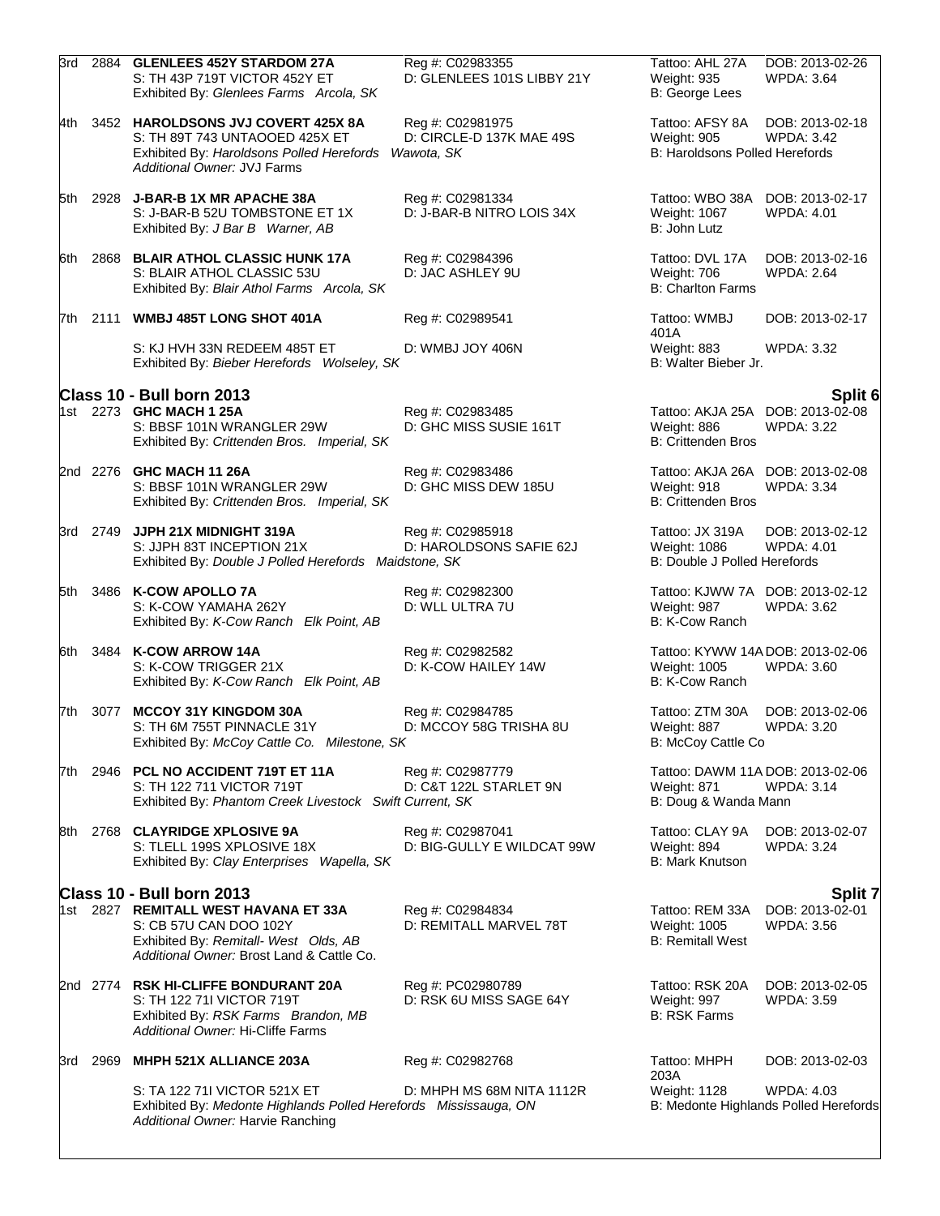3rd 2884 **GLENLEES 452Y STARDOM 27A** Reg #: C02983355 Tattoo: AHL 27A DOB: 2013-02-26
S: TH 43P 719T VICTOR 452Y ET D: GLENLEES 101S LIBBY 21Y Weight: 935 WPDA: 3.64
Exhibited By: *Glenlees Farms Arcola, SK* B: George Lees

4th 3452 **HAROLDSONS JVJ COVERT 425X 8A** Reg #: C02981975 Tattoo: AFSY 8A DOB: 2013-02-18
S: TH 89T 743 UNTAOOED 425X ET D: CIRCLE-D 137K MAE 49S Weight: 905 WPDA: 3.42
Exhibited By: *Haroldsons Polled Herefords Wawota, SK* B: Haroldsons Polled Herefords
*Additional Owner:* JVJ Farms

5th 2928 **J-BAR-B 1X MR APACHE 38A** Reg #: C02981334 Tattoo: WBO 38A DOB: 2013-02-17
S: J-BAR-B 52U TOMBSTONE ET 1X D: J-BAR-B NITRO LOIS 34X Weight: 1067 WPDA: 4.01
Exhibited By: *J Bar B Warner, AB* B: John Lutz

6th 2868 **BLAIR ATHOL CLASSIC HUNK 17A** Reg #: C02984396 Tattoo: DVL 17A DOB: 2013-02-16
S: BLAIR ATHOL CLASSIC 53U D: JAC ASHLEY 9U Weight: 706 WPDA: 2.64
Exhibited By: *Blair Athol Farms Arcola, SK* B: Charlton Farms

7th 2111 **WMBJ 485T LONG SHOT 401A** Reg #: C02989541 Tattoo: WMBJ 401A DOB: 2013-02-17
S: KJ HVH 33N REDEEM 485T ET D: WMBJ JOY 406N Weight: 883 WPDA: 3.32
Exhibited By: *Bieber Herefords Wolseley, SK* B: Walter Bieber Jr.

## Class 10 - Bull born 2013 — Split 6

1st 2273 **GHC MACH 1 25A** Reg #: C02983485 Tattoo: AKJA 25A DOB: 2013-02-08
S: BBSF 101N WRANGLER 29W D: GHC MISS SUSIE 161T Weight: 886 WPDA: 3.22
Exhibited By: *Crittenden Bros. Imperial, SK* B: Crittenden Bros

2nd 2276 **GHC MACH 11 26A** Reg #: C02983486 Tattoo: AKJA 26A DOB: 2013-02-08
S: BBSF 101N WRANGLER 29W D: GHC MISS DEW 185U Weight: 918 WPDA: 3.34
Exhibited By: *Crittenden Bros. Imperial, SK* B: Crittenden Bros

3rd 2749 **JJPH 21X MIDNIGHT 319A** Reg #: C02985918 Tattoo: JX 319A DOB: 2013-02-12
S: JJPH 83T INCEPTION 21X D: HAROLDSONS SAFIE 62J Weight: 1086 WPDA: 4.01
Exhibited By: *Double J Polled Herefords Maidstone, SK* B: Double J Polled Herefords

5th 3486 **K-COW APOLLO 7A** Reg #: C02982300 Tattoo: KJWW 7A DOB: 2013-02-12
S: K-COW YAMAHA 262Y D: WLL ULTRA 7U Weight: 987 WPDA: 3.62
Exhibited By: *K-Cow Ranch Elk Point, AB* B: K-Cow Ranch

6th 3484 **K-COW ARROW 14A** Reg #: C02982582 Tattoo: KYWW 14A DOB: 2013-02-06
S: K-COW TRIGGER 21X D: K-COW HAILEY 14W Weight: 1005 WPDA: 3.60
Exhibited By: *K-Cow Ranch Elk Point, AB* B: K-Cow Ranch

7th 3077 **MCCOY 31Y KINGDOM 30A** Reg #: C02984785 Tattoo: ZTM 30A DOB: 2013-02-06
S: TH 6M 755T PINNACLE 31Y D: MCCOY 58G TRISHA 8U Weight: 887 WPDA: 3.20
Exhibited By: *McCoy Cattle Co. Milestone, SK* B: McCoy Cattle Co

7th 2946 **PCL NO ACCIDENT 719T ET 11A** Reg #: C02987779 Tattoo: DAWM 11A DOB: 2013-02-06
S: TH 122 711 VICTOR 719T D: C&T 122L STARLET 9N Weight: 871 WPDA: 3.14
Exhibited By: *Phantom Creek Livestock Swift Current, SK* B: Doug & Wanda Mann

8th 2768 **CLAYRIDGE XPLOSIVE 9A** Reg #: C02987041 Tattoo: CLAY 9A DOB: 2013-02-07
S: TLELL 199S XPLOSIVE 18X D: BIG-GULLY E WILDCAT 99W Weight: 894 WPDA: 3.24
Exhibited By: *Clay Enterprises Wapella, SK* B: Mark Knutson

## Class 10 - Bull born 2013 — Split 7

1st 2827 **REMITALL WEST HAVANA ET 33A** Reg #: C02984834 Tattoo: REM 33A DOB: 2013-02-01
S: CB 57U CAN DOO 102Y D: REMITALL MARVEL 78T Weight: 1005 WPDA: 3.56
Exhibited By: *Remitall- West Olds, AB* B: Remitall West
*Additional Owner:* Brost Land & Cattle Co.

2nd 2774 **RSK HI-CLIFFE BONDURANT 20A** Reg #: PC02980789 Tattoo: RSK 20A DOB: 2013-02-05
S: TH 122 71I VICTOR 719T D: RSK 6U MISS SAGE 64Y Weight: 997 WPDA: 3.59
Exhibited By: *RSK Farms Brandon, MB* B: RSK Farms
*Additional Owner:* Hi-Cliffe Farms

3rd 2969 **MHPH 521X ALLIANCE 203A** Reg #: C02982768 Tattoo: MHPH 203A DOB: 2013-02-03
S: TA 122 71I VICTOR 521X ET D: MHPH MS 68M NITA 1112R Weight: 1128 WPDA: 4.03
Exhibited By: *Medonte Highlands Polled Herefords Mississauga, ON* B: Medonte Highlands Polled Herefords
*Additional Owner:* Harvie Ranching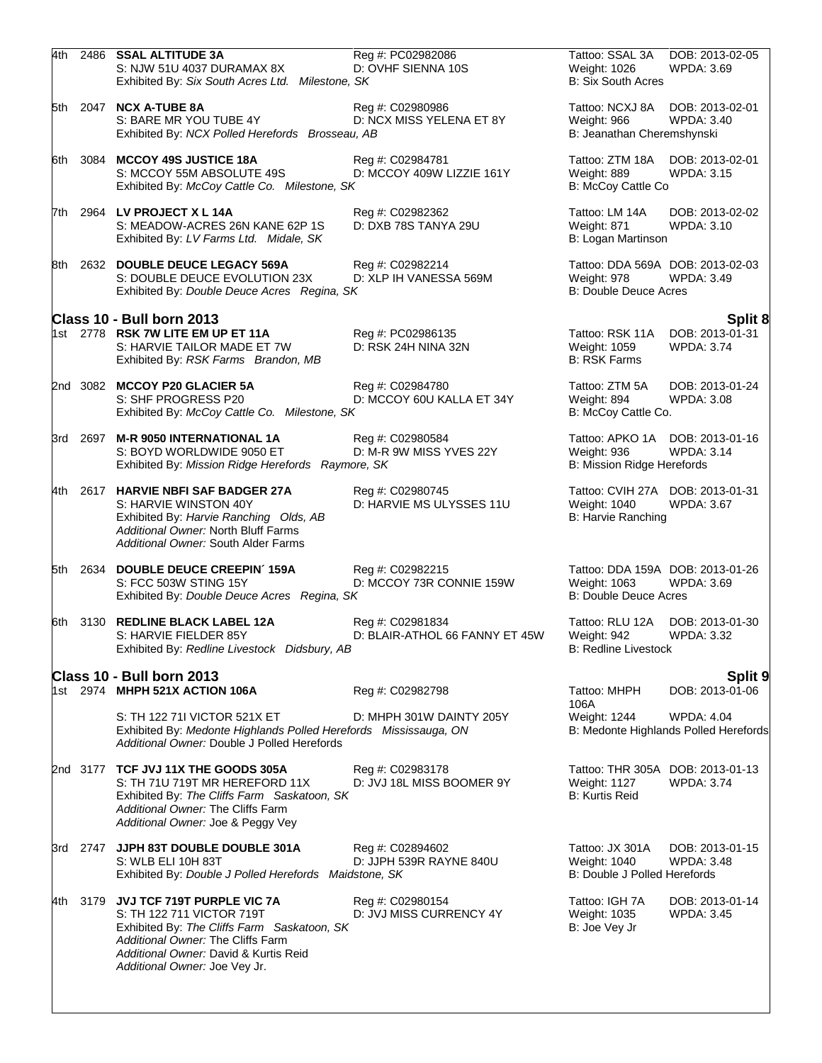4th 2486 **SSAL ALTITUDE 3A** Reg #: PC02982086 Tattoo: SSAL 3A DOB: 2013-02-05
S: NJW 51U 4037 DURAMAX 8X D: OVHF SIENNA 10S Weight: 1026 WPDA: 3.69
Exhibited By: *Six South Acres Ltd. Milestone, SK* B: Six South Acres

5th 2047 **NCX A-TUBE 8A** Reg #: C02980986 Tattoo: NCXJ 8A DOB: 2013-02-01
S: BARE MR YOU TUBE 4Y D: NCX MISS YELENA ET 8Y Weight: 966 WPDA: 3.40
Exhibited By: *NCX Polled Herefords Brosseau, AB* B: Jeanathan Cheremshynski

6th 3084 **MCCOY 49S JUSTICE 18A** Reg #: C02984781 Tattoo: ZTM 18A DOB: 2013-02-01
S: MCCOY 55M ABSOLUTE 49S D: MCCOY 409W LIZZIE 161Y Weight: 889 WPDA: 3.15
Exhibited By: *McCoy Cattle Co. Milestone, SK* B: McCoy Cattle Co

7th 2964 **LV PROJECT X L 14A** Reg #: C02982362 Tattoo: LM 14A DOB: 2013-02-02
S: MEADOW-ACRES 26N KANE 62P 1S D: DXB 78S TANYA 29U Weight: 871 WPDA: 3.10
Exhibited By: *LV Farms Ltd. Midale, SK* B: Logan Martinson

8th 2632 **DOUBLE DEUCE LEGACY 569A** Reg #: C02982214 Tattoo: DDA 569A DOB: 2013-02-03
S: DOUBLE DEUCE EVOLUTION 23X D: XLP IH VANESSA 569M Weight: 978 WPDA: 3.49
Exhibited By: *Double Deuce Acres Regina, SK* B: Double Deuce Acres

## Class 10 - Bull born 2013 — Split 8

1st 2778 **RSK 7W LITE EM UP ET 11A** Reg #: PC02986135 Tattoo: RSK 11A DOB: 2013-01-31
S: HARVIE TAILOR MADE ET 7W D: RSK 24H NINA 32N Weight: 1059 WPDA: 3.74
Exhibited By: *RSK Farms Brandon, MB* B: RSK Farms

2nd 3082 **MCCOY P20 GLACIER 5A** Reg #: C02984780 Tattoo: ZTM 5A DOB: 2013-01-24
S: SHF PROGRESS P20 D: MCCOY 60U KALLA ET 34Y Weight: 894 WPDA: 3.08
Exhibited By: *McCoy Cattle Co. Milestone, SK* B: McCoy Cattle Co.

3rd 2697 **M-R 9050 INTERNATIONAL 1A** Reg #: C02980584 Tattoo: APKO 1A DOB: 2013-01-16
S: BOYD WORLDWIDE 9050 ET D: M-R 9W MISS YVES 22Y Weight: 936 WPDA: 3.14
Exhibited By: *Mission Ridge Herefords Raymore, SK* B: Mission Ridge Herefords

4th 2617 **HARVIE NBFI SAF BADGER 27A** Reg #: C02980745 Tattoo: CVIH 27A DOB: 2013-01-31
S: HARVIE WINSTON 40Y D: HARVIE MS ULYSSES 11U Weight: 1040 WPDA: 3.67
Exhibited By: *Harvie Ranching Olds, AB* B: Harvie Ranching
*Additional Owner:* North Bluff Farms
*Additional Owner:* South Alder Farms

5th 2634 **DOUBLE DEUCE CREEPIN´ 159A** Reg #: C02982215 Tattoo: DDA 159A DOB: 2013-01-26
S: FCC 503W STING 15Y D: MCCOY 73R CONNIE 159W Weight: 1063 WPDA: 3.69
Exhibited By: *Double Deuce Acres Regina, SK* B: Double Deuce Acres

6th 3130 **REDLINE BLACK LABEL 12A** Reg #: C02981834 Tattoo: RLU 12A DOB: 2013-01-30
S: HARVIE FIELDER 85Y D: BLAIR-ATHOL 66 FANNY ET 45W Weight: 942 WPDA: 3.32
Exhibited By: *Redline Livestock Didsbury, AB* B: Redline Livestock

## Class 10 - Bull born 2013 — Split 9

1st 2974 **MHPH 521X ACTION 106A** Reg #: C02982798 Tattoo: MHPH 106A DOB: 2013-01-06
S: TH 122 71I VICTOR 521X ET D: MHPH 301W DAINTY 205Y Weight: 1244 WPDA: 4.04
Exhibited By: *Medonte Highlands Polled Herefords Mississauga, ON* B: Medonte Highlands Polled Herefords
*Additional Owner:* Double J Polled Herefords

2nd 3177 **TCF JVJ 11X THE GOODS 305A** Reg #: C02983178 Tattoo: THR 305A DOB: 2013-01-13
S: TH 71U 719T MR HEREFORD 11X D: JVJ 18L MISS BOOMER 9Y Weight: 1127 WPDA: 3.74
Exhibited By: *The Cliffs Farm Saskatoon, SK* B: Kurtis Reid
*Additional Owner:* The Cliffs Farm
*Additional Owner:* Joe & Peggy Vey

3rd 2747 **JJPH 83T DOUBLE DOUBLE 301A** Reg #: C02894602 Tattoo: JX 301A DOB: 2013-01-15
S: WLB ELI 10H 83T D: JJPH 539R RAYNE 840U Weight: 1040 WPDA: 3.48
Exhibited By: *Double J Polled Herefords Maidstone, SK* B: Double J Polled Herefords

4th 3179 **JVJ TCF 719T PURPLE VIC 7A** Reg #: C02980154 Tattoo: IGH 7A DOB: 2013-01-14
S: TH 122 711 VICTOR 719T D: JVJ MISS CURRENCY 4Y Weight: 1035 WPDA: 3.45
Exhibited By: *The Cliffs Farm Saskatoon, SK* B: Joe Vey Jr
*Additional Owner:* The Cliffs Farm
*Additional Owner:* David & Kurtis Reid
*Additional Owner:* Joe Vey Jr.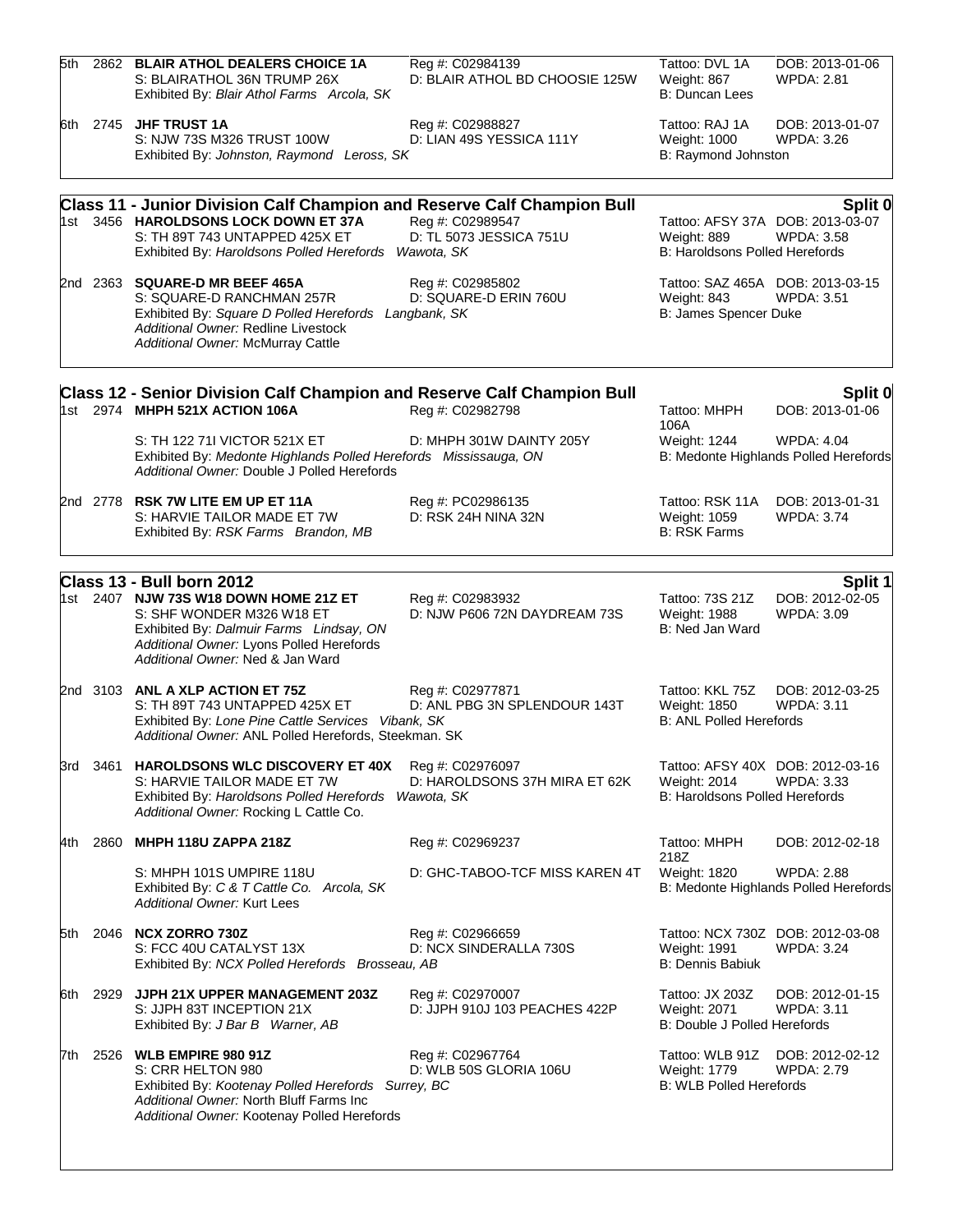5th 2862 **BLAIR ATHOL DEALERS CHOICE 1A** Reg #: C02984139 Tattoo: DVL 1A DOB: 2013-01-06
S: BLAIRATHOL 36N TRUMP 26X D: BLAIR ATHOL BD CHOOSIE 125W Weight: 867 WPDA: 2.81
Exhibited By: *Blair Athol Farms Arcola, SK* B: Duncan Lees

6th 2745 **JHF TRUST 1A** Reg #: C02988827 Tattoo: RAJ 1A DOB: 2013-01-07
S: NJW 73S M326 TRUST 100W D: LIAN 49S YESSICA 111Y Weight: 1000 WPDA: 3.26
Exhibited By: *Johnston, Raymond Leross, SK* B: Raymond Johnston

## Class 11 - Junior Division Calf Champion and Reserve Calf Champion Bull — Split 0

1st 3456 **HAROLDSONS LOCK DOWN ET 37A** Reg #: C02989547 Tattoo: AFSY 37A DOB: 2013-03-07
S: TH 89T 743 UNTAPPED 425X ET D: TL 5073 JESSICA 751U Weight: 889 WPDA: 3.58
Exhibited By: *Haroldsons Polled Herefords Wawota, SK* B: Haroldsons Polled Herefords

2nd 2363 **SQUARE-D MR BEEF 465A** Reg #: C02985802 Tattoo: SAZ 465A DOB: 2013-03-15
S: SQUARE-D RANCHMAN 257R D: SQUARE-D ERIN 760U Weight: 843 WPDA: 3.51
Exhibited By: *Square D Polled Herefords Langbank, SK* B: James Spencer Duke
*Additional Owner:* Redline Livestock
*Additional Owner:* McMurray Cattle

## Class 12 - Senior Division Calf Champion and Reserve Calf Champion Bull — Split 0

1st 2974 **MHPH 521X ACTION 106A** Reg #: C02982798 Tattoo: MHPH 106A DOB: 2013-01-06
S: TH 122 71I VICTOR 521X ET D: MHPH 301W DAINTY 205Y Weight: 1244 WPDA: 4.04
Exhibited By: *Medonte Highlands Polled Herefords Mississauga, ON* B: Medonte Highlands Polled Herefords
*Additional Owner:* Double J Polled Herefords

2nd 2778 **RSK 7W LITE EM UP ET 11A** Reg #: PC02986135 Tattoo: RSK 11A DOB: 2013-01-31
S: HARVIE TAILOR MADE ET 7W D: RSK 24H NINA 32N Weight: 1059 WPDA: 3.74
Exhibited By: *RSK Farms Brandon, MB* B: RSK Farms

## Class 13 - Bull born 2012 — Split 1

1st 2407 **NJW 73S W18 DOWN HOME 21Z ET** Reg #: C02983932 Tattoo: 73S 21Z DOB: 2012-02-05
S: SHF WONDER M326 W18 ET D: NJW P606 72N DAYDREAM 73S Weight: 1988 WPDA: 3.09
Exhibited By: *Dalmuir Farms Lindsay, ON* B: Ned Jan Ward
*Additional Owner:* Lyons Polled Herefords
*Additional Owner:* Ned & Jan Ward

2nd 3103 **ANL A XLP ACTION ET 75Z** Reg #: C02977871 Tattoo: KKL 75Z DOB: 2012-03-25
S: TH 89T 743 UNTAPPED 425X ET D: ANL PBG 3N SPLENDOUR 143T Weight: 1850 WPDA: 3.11
Exhibited By: *Lone Pine Cattle Services Vibank, SK* B: ANL Polled Herefords
*Additional Owner:* ANL Polled Herefords, Steekman. SK

3rd 3461 **HAROLDSONS WLC DISCOVERY ET 40X** Reg #: C02976097 Tattoo: AFSY 40X DOB: 2012-03-16
S: HARVIE TAILOR MADE ET 7W D: HAROLDSONS 37H MIRA ET 62K Weight: 2014 WPDA: 3.33
Exhibited By: *Haroldsons Polled Herefords Wawota, SK* B: Haroldsons Polled Herefords
*Additional Owner:* Rocking L Cattle Co.

4th 2860 **MHPH 118U ZAPPA 218Z** Reg #: C02969237 Tattoo: MHPH 218Z DOB: 2012-02-18
S: MHPH 101S UMPIRE 118U D: GHC-TABOO-TCF MISS KAREN 4T Weight: 1820 WPDA: 2.88
Exhibited By: *C & T Cattle Co. Arcola, SK* B: Medonte Highlands Polled Herefords
*Additional Owner:* Kurt Lees

5th 2046 **NCX ZORRO 730Z** Reg #: C02966659 Tattoo: NCX 730Z DOB: 2012-03-08
S: FCC 40U CATALYST 13X D: NCX SINDERALLA 730S Weight: 1991 WPDA: 3.24
Exhibited By: *NCX Polled Herefords Brosseau, AB* B: Dennis Babiuk

6th 2929 **JJPH 21X UPPER MANAGEMENT 203Z** Reg #: C02970007 Tattoo: JX 203Z DOB: 2012-01-15
S: JJPH 83T INCEPTION 21X D: JJPH 910J 103 PEACHES 422P Weight: 2071 WPDA: 3.11
Exhibited By: *J Bar B Warner, AB* B: Double J Polled Herefords

7th 2526 **WLB EMPIRE 980 91Z** Reg #: C02967764 Tattoo: WLB 91Z DOB: 2012-02-12
S: CRR HELTON 980 D: WLB 50S GLORIA 106U Weight: 1779 WPDA: 2.79
Exhibited By: *Kootenay Polled Herefords Surrey, BC* B: WLB Polled Herefords
*Additional Owner:* North Bluff Farms Inc
*Additional Owner:* Kootenay Polled Herefords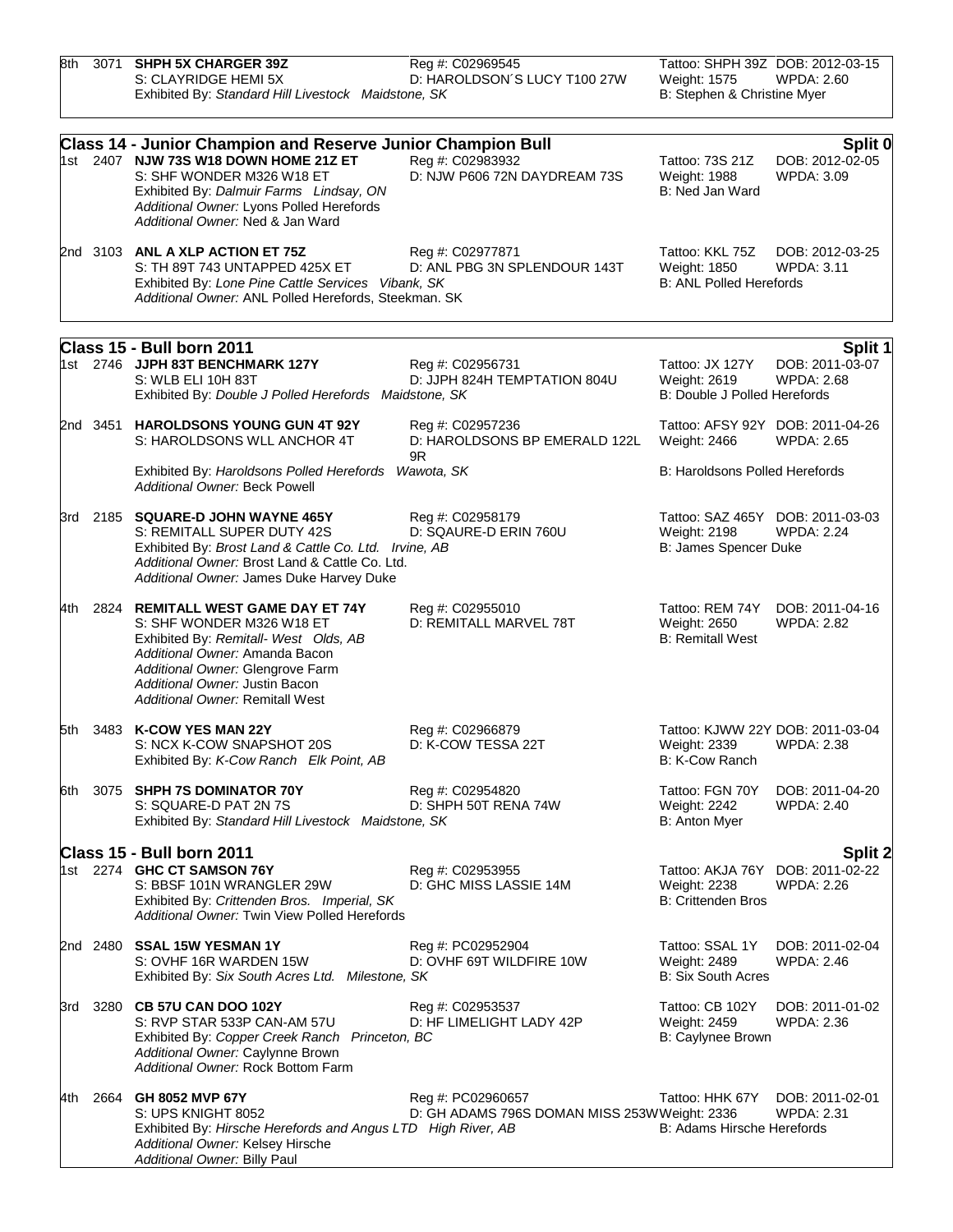8th 3071 **SHPH 5X CHARGER 39Z** Reg #: C02969545 Tattoo: SHPH 39Z DOB: 2012-03-15
S: CLAYRIDGE HEMI 5X D: HAROLDSON´S LUCY T100 27W Weight: 1575 WPDA: 2.60
Exhibited By: *Standard Hill Livestock Maidstone, SK* B: Stephen & Christine Myer

## Class 14 - Junior Champion and Reserve Junior Champion Bull — Split 0

1st 2407 **NJW 73S W18 DOWN HOME 21Z ET** Reg #: C02983932 Tattoo: 73S 21Z DOB: 2012-02-05
S: SHF WONDER M326 W18 ET D: NJW P606 72N DAYDREAM 73S Weight: 1988 WPDA: 3.09
Exhibited By: *Dalmuir Farms Lindsay, ON* B: Ned Jan Ward
*Additional Owner:* Lyons Polled Herefords
*Additional Owner:* Ned & Jan Ward

2nd 3103 **ANL A XLP ACTION ET 75Z** Reg #: C02977871 Tattoo: KKL 75Z DOB: 2012-03-25
S: TH 89T 743 UNTAPPED 425X ET D: ANL PBG 3N SPLENDOUR 143T Weight: 1850 WPDA: 3.11
Exhibited By: *Lone Pine Cattle Services Vibank, SK* B: ANL Polled Herefords
*Additional Owner:* ANL Polled Herefords, Steekman. SK

## Class 15 - Bull born 2011 — Split 1

1st 2746 **JJPH 83T BENCHMARK 127Y** Reg #: C02956731 Tattoo: JX 127Y DOB: 2011-03-07
S: WLB ELI 10H 83T D: JJPH 824H TEMPTATION 804U Weight: 2619 WPDA: 2.68
Exhibited By: *Double J Polled Herefords Maidstone, SK* B: Double J Polled Herefords

2nd 3451 **HAROLDSONS YOUNG GUN 4T 92Y** Reg #: C02957236 Tattoo: AFSY 92Y DOB: 2011-04-26
S: HAROLDSONS WLL ANCHOR 4T D: HAROLDSONS BP EMERALD 122L 9R Weight: 2466 WPDA: 2.65
Exhibited By: *Haroldsons Polled Herefords Wawota, SK* B: Haroldsons Polled Herefords
*Additional Owner:* Beck Powell

3rd 2185 **SQUARE-D JOHN WAYNE 465Y** Reg #: C02958179 Tattoo: SAZ 465Y DOB: 2011-03-03
S: REMITALL SUPER DUTY 42S D: SQAURE-D ERIN 760U Weight: 2198 WPDA: 2.24
Exhibited By: *Brost Land & Cattle Co. Ltd. Irvine, AB* B: James Spencer Duke
*Additional Owner:* Brost Land & Cattle Co. Ltd.
*Additional Owner:* James Duke Harvey Duke

4th 2824 **REMITALL WEST GAME DAY ET 74Y** Reg #: C02955010 Tattoo: REM 74Y DOB: 2011-04-16
S: SHF WONDER M326 W18 ET D: REMITALL MARVEL 78T Weight: 2650 WPDA: 2.82
Exhibited By: *Remitall- West Olds, AB* B: Remitall West
*Additional Owner:* Amanda Bacon
*Additional Owner:* Glengrove Farm
*Additional Owner:* Justin Bacon
*Additional Owner:* Remitall West

5th 3483 **K-COW YES MAN 22Y** Reg #: C02966879 Tattoo: KJWW 22Y DOB: 2011-03-04
S: NCX K-COW SNAPSHOT 20S D: K-COW TESSA 22T Weight: 2339 WPDA: 2.38
Exhibited By: *K-Cow Ranch Elk Point, AB* B: K-Cow Ranch

6th 3075 **SHPH 7S DOMINATOR 70Y** Reg #: C02954820 Tattoo: FGN 70Y DOB: 2011-04-20
S: SQUARE-D PAT 2N 7S D: SHPH 50T RENA 74W Weight: 2242 WPDA: 2.40
Exhibited By: *Standard Hill Livestock Maidstone, SK* B: Anton Myer

## Class 15 - Bull born 2011 — Split 2

1st 2274 **GHC CT SAMSON 76Y** Reg #: C02953955 Tattoo: AKJA 76Y DOB: 2011-02-22
S: BBSF 101N WRANGLER 29W D: GHC MISS LASSIE 14M Weight: 2238 WPDA: 2.26
Exhibited By: *Crittenden Bros. Imperial, SK* B: Crittenden Bros
*Additional Owner:* Twin View Polled Herefords

2nd 2480 **SSAL 15W YESMAN 1Y** Reg #: PC02952904 Tattoo: SSAL 1Y DOB: 2011-02-04
S: OVHF 16R WARDEN 15W D: OVHF 69T WILDFIRE 10W Weight: 2489 WPDA: 2.46
Exhibited By: *Six South Acres Ltd. Milestone, SK* B: Six South Acres

3rd 3280 **CB 57U CAN DOO 102Y** Reg #: C02953537 Tattoo: CB 102Y DOB: 2011-01-02
S: RVP STAR 533P CAN-AM 57U D: HF LIMELIGHT LADY 42P Weight: 2459 WPDA: 2.36
Exhibited By: *Copper Creek Ranch Princeton, BC* B: Caylynee Brown
*Additional Owner:* Caylynne Brown
*Additional Owner:* Rock Bottom Farm

4th 2664 **GH 8052 MVP 67Y** Reg #: PC02960657 Tattoo: HHK 67Y DOB: 2011-02-01
S: UPS KNIGHT 8052 D: GH ADAMS 796S DOMAN MISS 253W Weight: 2336 WPDA: 2.31
Exhibited By: *Hirsche Herefords and Angus LTD High River, AB* B: Adams Hirsche Herefords
*Additional Owner:* Kelsey Hirsche
*Additional Owner:* Billy Paul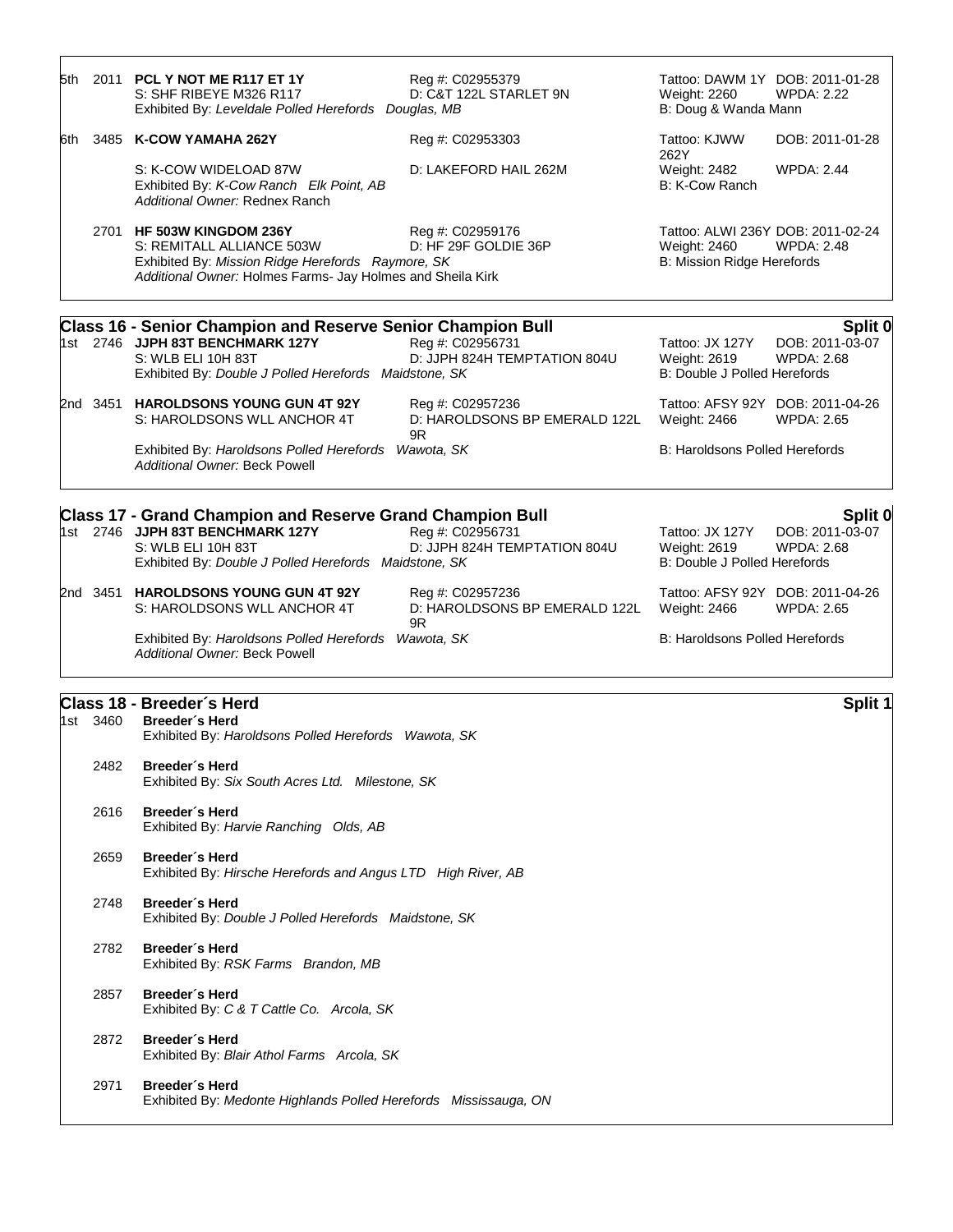| Place | No. | Name | Reg / Dam | Tattoo / Weight / Breeder | DOB / WPDA |
|---|---|---|---|---|---|
| 5th | 2011 | **PCL Y NOT ME R117 ET 1Y**<br>S: SHF RIBEYE M326 R117<br>Exhibited By: *Leveldale Polled Herefords Douglas, MB* | Reg #: C02955379<br>D: C&T 122L STARLET 9N | Tattoo: DAWM 1Y<br>Weight: 2260<br>B: Doug & Wanda Mann | DOB: 2011-01-28<br>WPDA: 2.22 |
| 6th | 3485 | **K-COW YAMAHA 262Y**<br>S: K-COW WIDELOAD 87W<br>Exhibited By: *K-Cow Ranch Elk Point, AB*<br>*Additional Owner:* Rednex Ranch | Reg #: C02953303<br>D: LAKEFORD HAIL 262M | Tattoo: KJWW 262Y<br>Weight: 2482<br>B: K-Cow Ranch | DOB: 2011-01-28<br>WPDA: 2.44 |
| | 2701 | **HF 503W KINGDOM 236Y**<br>S: REMITALL ALLIANCE 503W<br>Exhibited By: *Mission Ridge Herefords Raymore, SK*<br>*Additional Owner:* Holmes Farms- Jay Holmes and Sheila Kirk | Reg #: C02959176<br>D: HF 29F GOLDIE 36P | Tattoo: ALWI 236Y<br>Weight: 2460<br>B: Mission Ridge Herefords | DOB: 2011-02-24<br>WPDA: 2.48 |

## Class 16 - Senior Champion and Reserve Senior Champion Bull — Split 0

| Place | No. | Name | Reg / Dam | Tattoo / Weight / Breeder | DOB / WPDA |
|---|---|---|---|---|---|
| 1st | 2746 | **JJPH 83T BENCHMARK 127Y**<br>S: WLB ELI 10H 83T<br>Exhibited By: *Double J Polled Herefords Maidstone, SK* | Reg #: C02956731<br>D: JJPH 824H TEMPTATION 804U | Tattoo: JX 127Y<br>Weight: 2619<br>B: Double J Polled Herefords | DOB: 2011-03-07<br>WPDA: 2.68 |
| 2nd | 3451 | **HAROLDSONS YOUNG GUN 4T 92Y**<br>S: HAROLDSONS WLL ANCHOR 4T<br>Exhibited By: *Haroldsons Polled Herefords Wawota, SK*<br>*Additional Owner:* Beck Powell | Reg #: C02957236<br>D: HAROLDSONS BP EMERALD 122L 9R | Tattoo: AFSY 92Y<br>Weight: 2466<br>B: Haroldsons Polled Herefords | DOB: 2011-04-26<br>WPDA: 2.65 |

## Class 17 - Grand Champion and Reserve Grand Champion Bull — Split 0

| Place | No. | Name | Reg / Dam | Tattoo / Weight / Breeder | DOB / WPDA |
|---|---|---|---|---|---|
| 1st | 2746 | **JJPH 83T BENCHMARK 127Y**<br>S: WLB ELI 10H 83T<br>Exhibited By: *Double J Polled Herefords Maidstone, SK* | Reg #: C02956731<br>D: JJPH 824H TEMPTATION 804U | Tattoo: JX 127Y<br>Weight: 2619<br>B: Double J Polled Herefords | DOB: 2011-03-07<br>WPDA: 2.68 |
| 2nd | 3451 | **HAROLDSONS YOUNG GUN 4T 92Y**<br>S: HAROLDSONS WLL ANCHOR 4T<br>Exhibited By: *Haroldsons Polled Herefords Wawota, SK*<br>*Additional Owner:* Beck Powell | Reg #: C02957236<br>D: HAROLDSONS BP EMERALD 122L 9R | Tattoo: AFSY 92Y<br>Weight: 2466<br>B: Haroldsons Polled Herefords | DOB: 2011-04-26<br>WPDA: 2.65 |

## Class 18 - Breeder´s Herd — Split 1

| Place | No. | Entry |
|---|---|---|
| 1st | 3460 | **Breeder´s Herd**<br>Exhibited By: *Haroldsons Polled Herefords Wawota, SK* |
| | 2482 | **Breeder´s Herd**<br>Exhibited By: *Six South Acres Ltd. Milestone, SK* |
| | 2616 | **Breeder´s Herd**<br>Exhibited By: *Harvie Ranching Olds, AB* |
| | 2659 | **Breeder´s Herd**<br>Exhibited By: *Hirsche Herefords and Angus LTD High River, AB* |
| | 2748 | **Breeder´s Herd**<br>Exhibited By: *Double J Polled Herefords Maidstone, SK* |
| | 2782 | **Breeder´s Herd**<br>Exhibited By: *RSK Farms Brandon, MB* |
| | 2857 | **Breeder´s Herd**<br>Exhibited By: *C & T Cattle Co. Arcola, SK* |
| | 2872 | **Breeder´s Herd**<br>Exhibited By: *Blair Athol Farms Arcola, SK* |
| | 2971 | **Breeder´s Herd**<br>Exhibited By: *Medonte Highlands Polled Herefords Mississauga, ON* |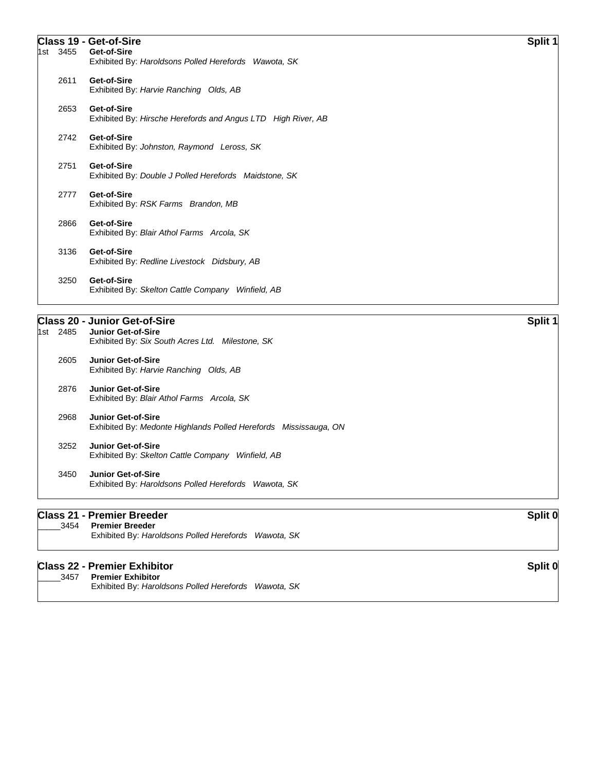## Class 19 - Get-of-Sire

**Split 1**

1st 3455 **Get-of-Sire**
Exhibited By: *Haroldsons Polled Herefords Wawota, SK*

2611 **Get-of-Sire**
Exhibited By: *Harvie Ranching Olds, AB*

2653 **Get-of-Sire**
Exhibited By: *Hirsche Herefords and Angus LTD High River, AB*

2742 **Get-of-Sire**
Exhibited By: *Johnston, Raymond Leross, SK*

2751 **Get-of-Sire**
Exhibited By: *Double J Polled Herefords Maidstone, SK*

2777 **Get-of-Sire**
Exhibited By: *RSK Farms Brandon, MB*

2866 **Get-of-Sire**
Exhibited By: *Blair Athol Farms Arcola, SK*

3136 **Get-of-Sire**
Exhibited By: *Redline Livestock Didsbury, AB*

3250 **Get-of-Sire**
Exhibited By: *Skelton Cattle Company Winfield, AB*

## Class 20 - Junior Get-of-Sire

**Split 1**

1st 2485 **Junior Get-of-Sire**
Exhibited By: *Six South Acres Ltd. Milestone, SK*

2605 **Junior Get-of-Sire**
Exhibited By: *Harvie Ranching Olds, AB*

2876 **Junior Get-of-Sire**
Exhibited By: *Blair Athol Farms Arcola, SK*

2968 **Junior Get-of-Sire**
Exhibited By: *Medonte Highlands Polled Herefords Mississauga, ON*

3252 **Junior Get-of-Sire**
Exhibited By: *Skelton Cattle Company Winfield, AB*

3450 **Junior Get-of-Sire**
Exhibited By: *Haroldsons Polled Herefords Wawota, SK*

## Class 21 - Premier Breeder

**Split 0**

_____3454 **Premier Breeder**
Exhibited By: *Haroldsons Polled Herefords Wawota, SK*

## Class 22 - Premier Exhibitor

**Split 0**

_____3457 **Premier Exhibitor**
Exhibited By: *Haroldsons Polled Herefords Wawota, SK*